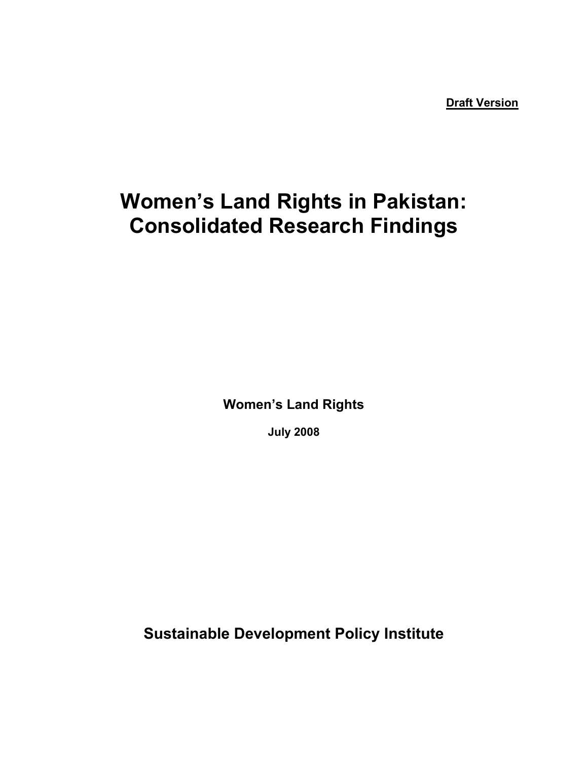**Draft Version**

# Women's Land Rights in Pakistan: Consolidated Research Findings

**Women's Land Rights**

**July 2008**

**Sustainable Development Policy Institute**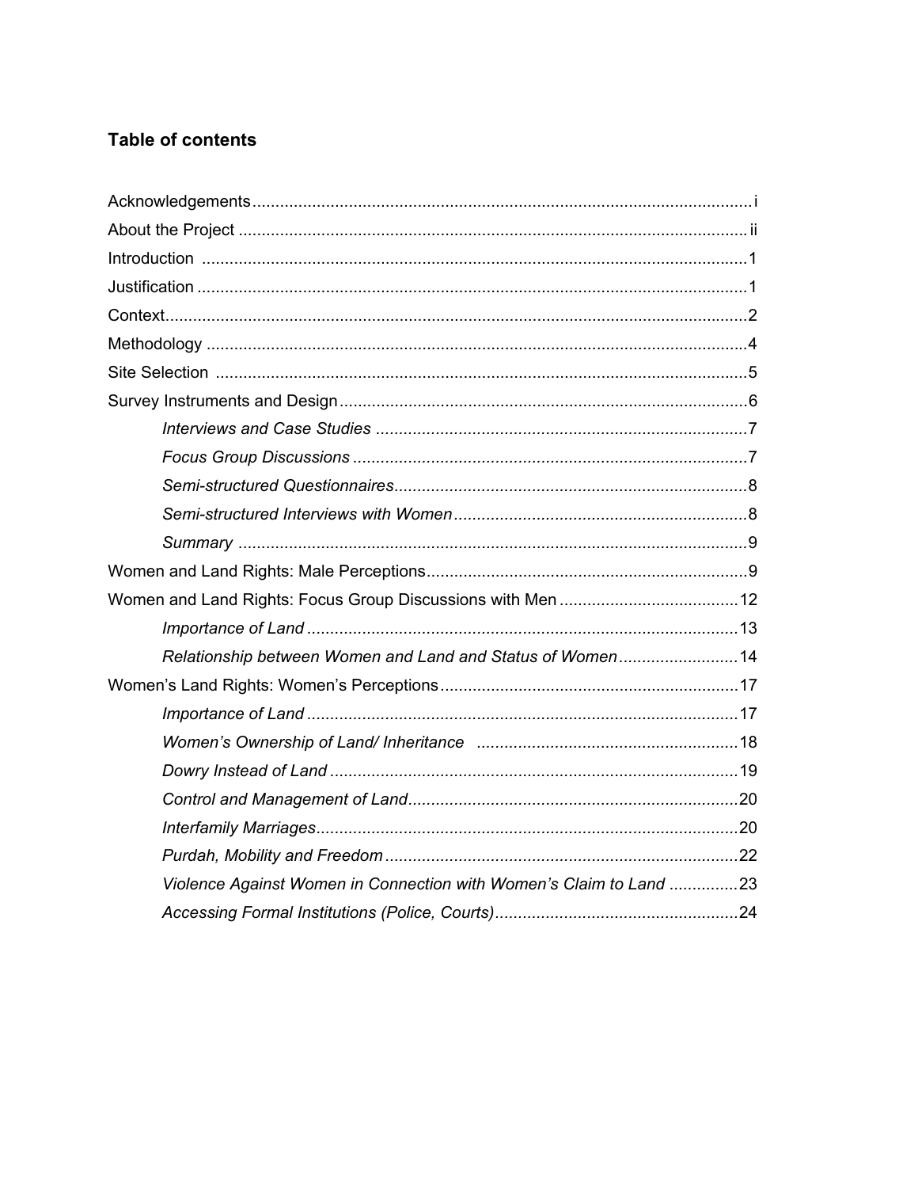## Table of contents

Acknowledgements ... i

About the Project ... ii

Introduction ... 1

Justification ... 1

Context ... 2

Methodology ... 4

Site Selection ... 5

Survey Instruments and Design ... 6

- *Interviews and Case Studies* ... 7
- *Focus Group Discussions* ... 7
- *Semi-structured Questionnaires* ... 8
- *Semi-structured Interviews with Women* ... 8
- *Summary* ... 9

Women and Land Rights: Male Perceptions ... 9

Women and Land Rights: Focus Group Discussions with Men ... 12

- *Importance of Land* ... 13
- *Relationship between Women and Land and Status of Women* ... 14

Women's Land Rights: Women's Perceptions ... 17

- *Importance of Land* ... 17
- *Women's Ownership of Land/ Inheritance* ... 18
- *Dowry Instead of Land* ... 19
- *Control and Management of Land* ... 20
- *Interfamily Marriages* ... 20
- *Purdah, Mobility and Freedom* ... 22
- *Violence Against Women in Connection with Women's Claim to Land* ... 23
- *Accessing Formal Institutions (Police, Courts)* ... 24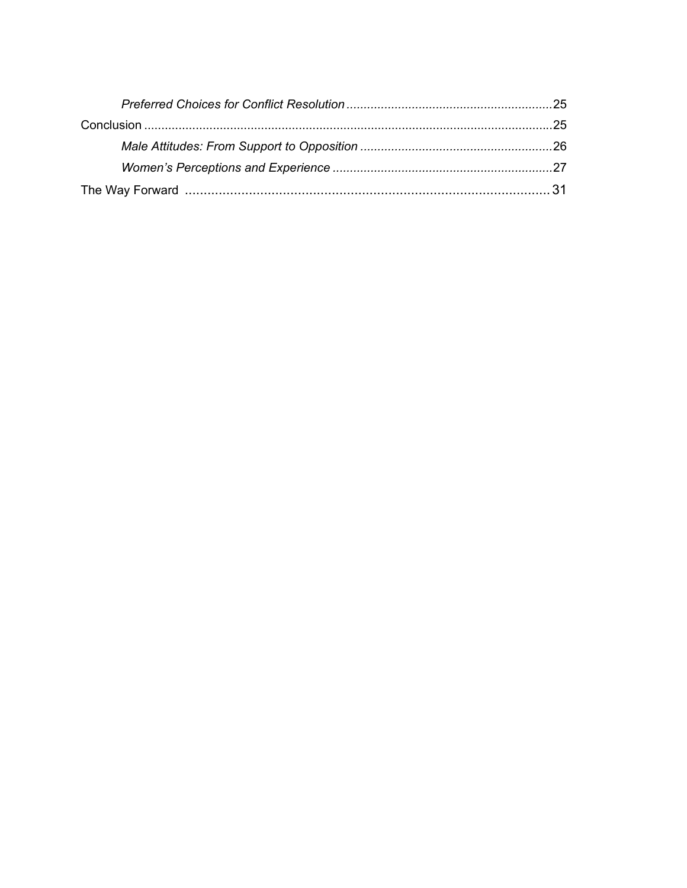*Preferred Choices for Conflict Resolution* ............................................................ 25

Conclusion ........................................................................................................................ 25

*Male Attitudes: From Support to Opposition* ........................................................ 26

*Women's Perceptions and Experience* ................................................................ 27

The Way Forward ............................................................................................... 31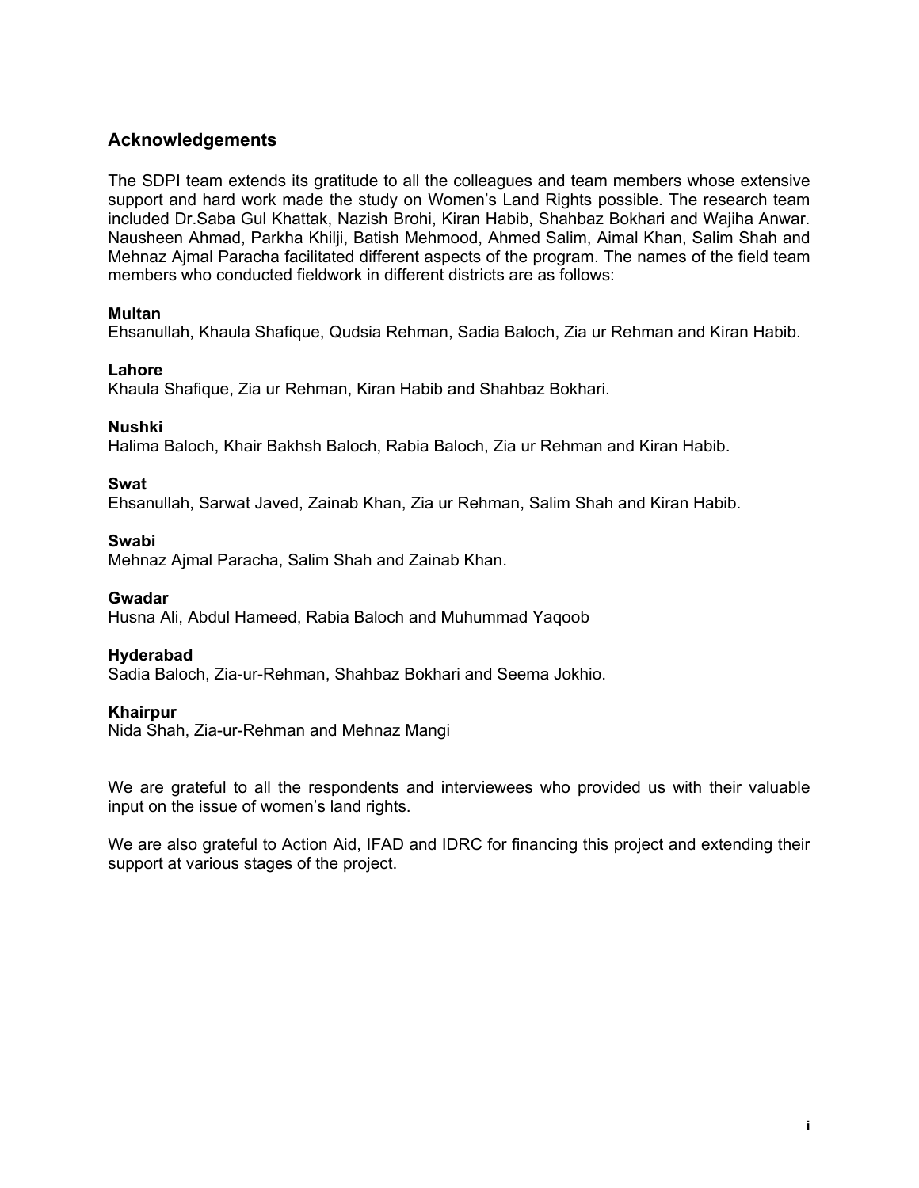## Acknowledgements

The SDPI team extends its gratitude to all the colleagues and team members whose extensive support and hard work made the study on Women's Land Rights possible. The research team included Dr.Saba Gul Khattak, Nazish Brohi, Kiran Habib, Shahbaz Bokhari and Wajiha Anwar. Nausheen Ahmad, Parkha Khilji, Batish Mehmood, Ahmed Salim, Aimal Khan, Salim Shah and Mehnaz Ajmal Paracha facilitated different aspects of the program. The names of the field team members who conducted fieldwork in different districts are as follows:

**Multan**
Ehsanullah, Khaula Shafique, Qudsia Rehman, Sadia Baloch, Zia ur Rehman and Kiran Habib.

**Lahore**
Khaula Shafique, Zia ur Rehman, Kiran Habib and Shahbaz Bokhari.

**Nushki**
Halima Baloch, Khair Bakhsh Baloch, Rabia Baloch, Zia ur Rehman and Kiran Habib.

**Swat**
Ehsanullah, Sarwat Javed, Zainab Khan, Zia ur Rehman, Salim Shah and Kiran Habib.

**Swabi**
Mehnaz Ajmal Paracha, Salim Shah and Zainab Khan.

**Gwadar**
Husna Ali, Abdul Hameed, Rabia Baloch and Muhummad Yaqoob

**Hyderabad**
Sadia Baloch, Zia-ur-Rehman, Shahbaz Bokhari and Seema Jokhio.

**Khairpur**
Nida Shah, Zia-ur-Rehman and Mehnaz Mangi

We are grateful to all the respondents and interviewees who provided us with their valuable input on the issue of women's land rights.

We are also grateful to Action Aid, IFAD and IDRC for financing this project and extending their support at various stages of the project.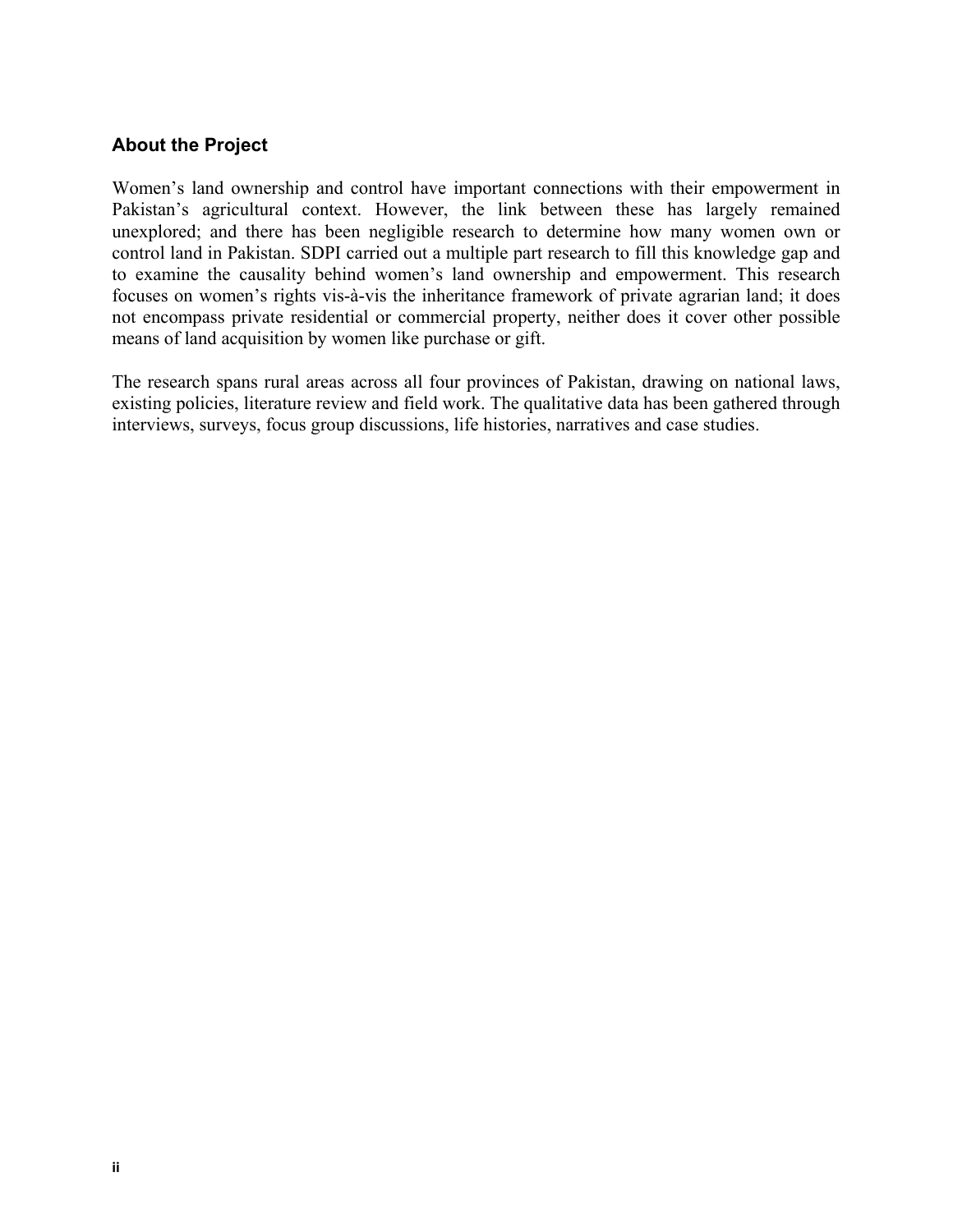## About the Project

Women's land ownership and control have important connections with their empowerment in Pakistan's agricultural context. However, the link between these has largely remained unexplored; and there has been negligible research to determine how many women own or control land in Pakistan. SDPI carried out a multiple part research to fill this knowledge gap and to examine the causality behind women's land ownership and empowerment. This research focuses on women's rights vis-à-vis the inheritance framework of private agrarian land; it does not encompass private residential or commercial property, neither does it cover other possible means of land acquisition by women like purchase or gift.

The research spans rural areas across all four provinces of Pakistan, drawing on national laws, existing policies, literature review and field work. The qualitative data has been gathered through interviews, surveys, focus group discussions, life histories, narratives and case studies.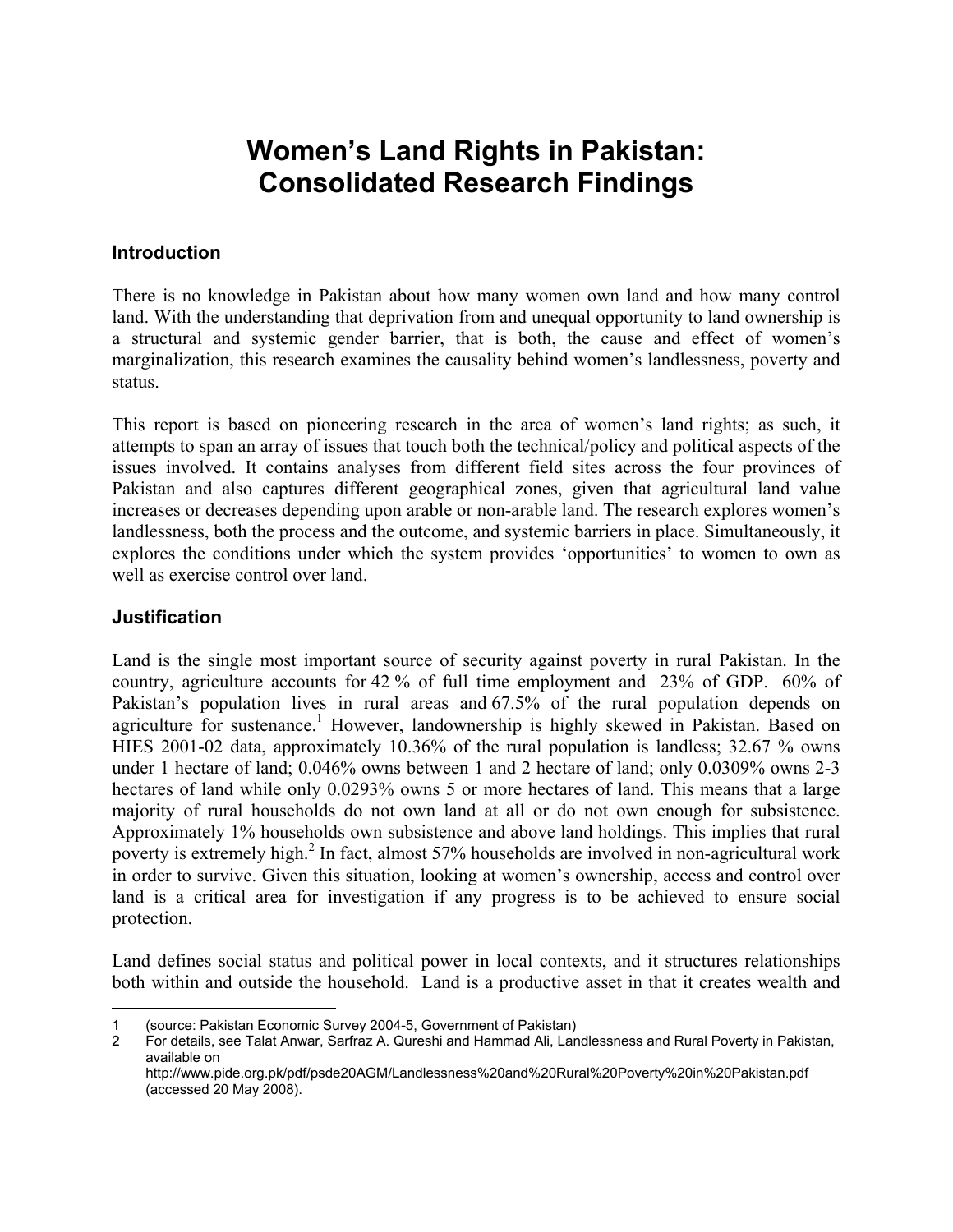# Women's Land Rights in Pakistan: Consolidated Research Findings

## Introduction

There is no knowledge in Pakistan about how many women own land and how many control land. With the understanding that deprivation from and unequal opportunity to land ownership is a structural and systemic gender barrier, that is both, the cause and effect of women's marginalization, this research examines the causality behind women's landlessness, poverty and status.

This report is based on pioneering research in the area of women's land rights; as such, it attempts to span an array of issues that touch both the technical/policy and political aspects of the issues involved. It contains analyses from different field sites across the four provinces of Pakistan and also captures different geographical zones, given that agricultural land value increases or decreases depending upon arable or non-arable land. The research explores women's landlessness, both the process and the outcome, and systemic barriers in place. Simultaneously, it explores the conditions under which the system provides 'opportunities' to women to own as well as exercise control over land.

## Justification

Land is the single most important source of security against poverty in rural Pakistan. In the country, agriculture accounts for 42 % of full time employment and 23% of GDP. 60% of Pakistan's population lives in rural areas and 67.5% of the rural population depends on agriculture for sustenance.[1] However, landownership is highly skewed in Pakistan. Based on HIES 2001-02 data, approximately 10.36% of the rural population is landless; 32.67 % owns under 1 hectare of land; 0.046% owns between 1 and 2 hectare of land; only 0.0309% owns 2-3 hectares of land while only 0.0293% owns 5 or more hectares of land. This means that a large majority of rural households do not own land at all or do not own enough for subsistence. Approximately 1% households own subsistence and above land holdings. This implies that rural poverty is extremely high.[2] In fact, almost 57% households are involved in non-agricultural work in order to survive. Given this situation, looking at women's ownership, access and control over land is a critical area for investigation if any progress is to be achieved to ensure social protection.

Land defines social status and political power in local contexts, and it structures relationships both within and outside the household. Land is a productive asset in that it creates wealth and

---

1 (source: Pakistan Economic Survey 2004-5, Government of Pakistan)

2 For details, see Talat Anwar, Sarfraz A. Qureshi and Hammad Ali, Landlessness and Rural Poverty in Pakistan, available on http://www.pide.org.pk/pdf/psde20AGM/Landlessness%20and%20Rural%20Poverty%20in%20Pakistan.pdf (accessed 20 May 2008).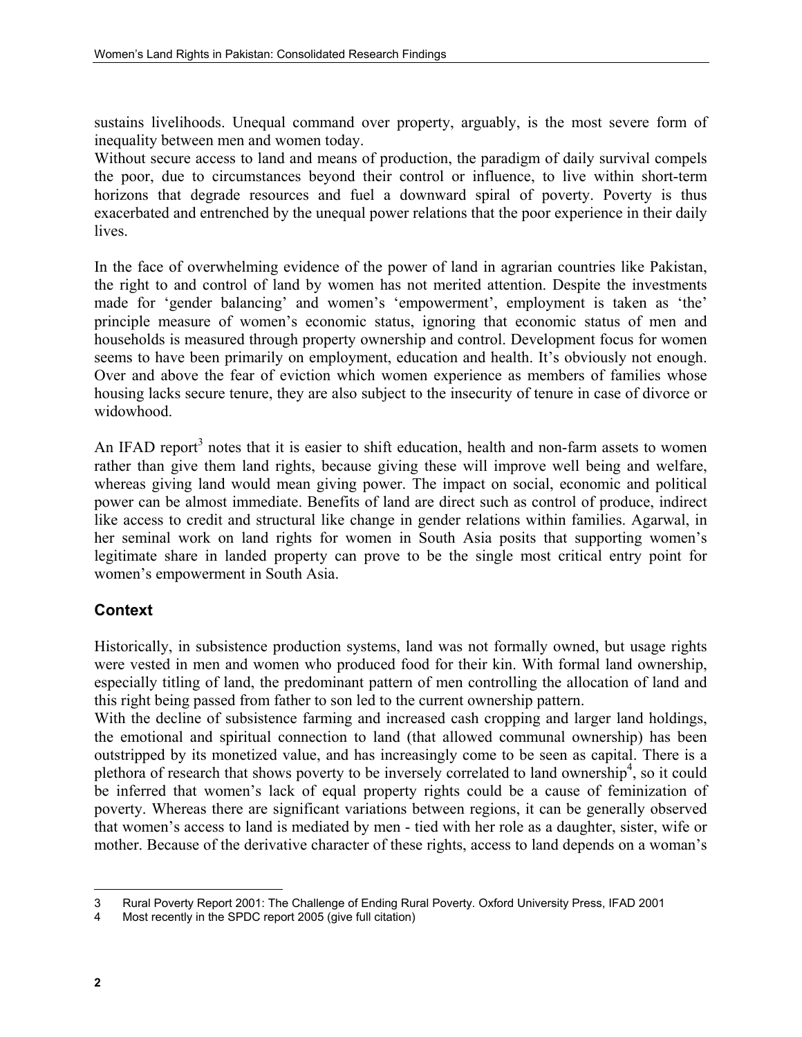sustains livelihoods. Unequal command over property, arguably, is the most severe form of inequality between men and women today.

Without secure access to land and means of production, the paradigm of daily survival compels the poor, due to circumstances beyond their control or influence, to live within short-term horizons that degrade resources and fuel a downward spiral of poverty. Poverty is thus exacerbated and entrenched by the unequal power relations that the poor experience in their daily lives.

In the face of overwhelming evidence of the power of land in agrarian countries like Pakistan, the right to and control of land by women has not merited attention. Despite the investments made for 'gender balancing' and women's 'empowerment', employment is taken as 'the' principle measure of women's economic status, ignoring that economic status of men and households is measured through property ownership and control. Development focus for women seems to have been primarily on employment, education and health. It's obviously not enough. Over and above the fear of eviction which women experience as members of families whose housing lacks secure tenure, they are also subject to the insecurity of tenure in case of divorce or widowhood.

An IFAD report[3] notes that it is easier to shift education, health and non-farm assets to women rather than give them land rights, because giving these will improve well being and welfare, whereas giving land would mean giving power. The impact on social, economic and political power can be almost immediate. Benefits of land are direct such as control of produce, indirect like access to credit and structural like change in gender relations within families. Agarwal, in her seminal work on land rights for women in South Asia posits that supporting women's legitimate share in landed property can prove to be the single most critical entry point for women's empowerment in South Asia.

## Context

Historically, in subsistence production systems, land was not formally owned, but usage rights were vested in men and women who produced food for their kin. With formal land ownership, especially titling of land, the predominant pattern of men controlling the allocation of land and this right being passed from father to son led to the current ownership pattern.

With the decline of subsistence farming and increased cash cropping and larger land holdings, the emotional and spiritual connection to land (that allowed communal ownership) has been outstripped by its monetized value, and has increasingly come to be seen as capital. There is a plethora of research that shows poverty to be inversely correlated to land ownership[4], so it could be inferred that women's lack of equal property rights could be a cause of feminization of poverty. Whereas there are significant variations between regions, it can be generally observed that women's access to land is mediated by men - tied with her role as a daughter, sister, wife or mother. Because of the derivative character of these rights, access to land depends on a woman's

3 Rural Poverty Report 2001: The Challenge of Ending Rural Poverty. Oxford University Press, IFAD 2001

4 Most recently in the SPDC report 2005 (give full citation)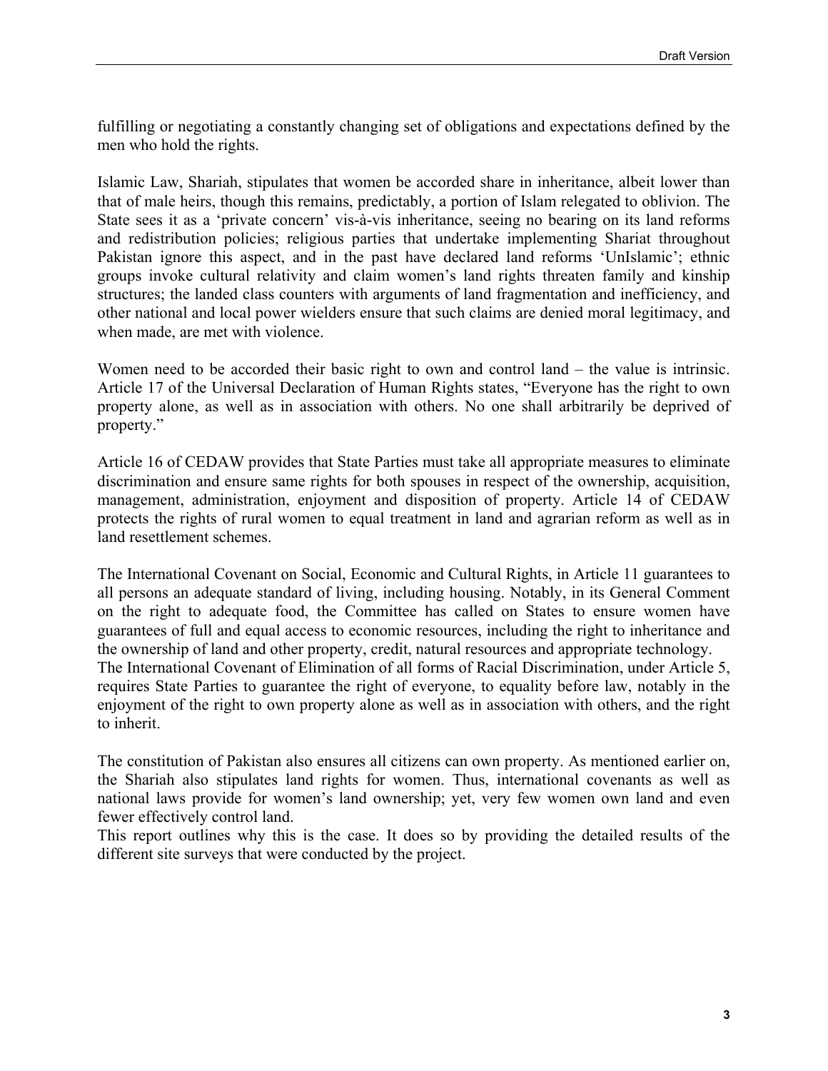fulfilling or negotiating a constantly changing set of obligations and expectations defined by the men who hold the rights.

Islamic Law, Shariah, stipulates that women be accorded share in inheritance, albeit lower than that of male heirs, though this remains, predictably, a portion of Islam relegated to oblivion. The State sees it as a 'private concern' vis-à-vis inheritance, seeing no bearing on its land reforms and redistribution policies; religious parties that undertake implementing Shariat throughout Pakistan ignore this aspect, and in the past have declared land reforms 'UnIslamic'; ethnic groups invoke cultural relativity and claim women's land rights threaten family and kinship structures; the landed class counters with arguments of land fragmentation and inefficiency, and other national and local power wielders ensure that such claims are denied moral legitimacy, and when made, are met with violence.

Women need to be accorded their basic right to own and control land – the value is intrinsic. Article 17 of the Universal Declaration of Human Rights states, "Everyone has the right to own property alone, as well as in association with others. No one shall arbitrarily be deprived of property."

Article 16 of CEDAW provides that State Parties must take all appropriate measures to eliminate discrimination and ensure same rights for both spouses in respect of the ownership, acquisition, management, administration, enjoyment and disposition of property. Article 14 of CEDAW protects the rights of rural women to equal treatment in land and agrarian reform as well as in land resettlement schemes.

The International Covenant on Social, Economic and Cultural Rights, in Article 11 guarantees to all persons an adequate standard of living, including housing. Notably, in its General Comment on the right to adequate food, the Committee has called on States to ensure women have guarantees of full and equal access to economic resources, including the right to inheritance and the ownership of land and other property, credit, natural resources and appropriate technology.
The International Covenant of Elimination of all forms of Racial Discrimination, under Article 5, requires State Parties to guarantee the right of everyone, to equality before law, notably in the enjoyment of the right to own property alone as well as in association with others, and the right to inherit.

The constitution of Pakistan also ensures all citizens can own property. As mentioned earlier on, the Shariah also stipulates land rights for women. Thus, international covenants as well as national laws provide for women's land ownership; yet, very few women own land and even fewer effectively control land.
This report outlines why this is the case. It does so by providing the detailed results of the different site surveys that were conducted by the project.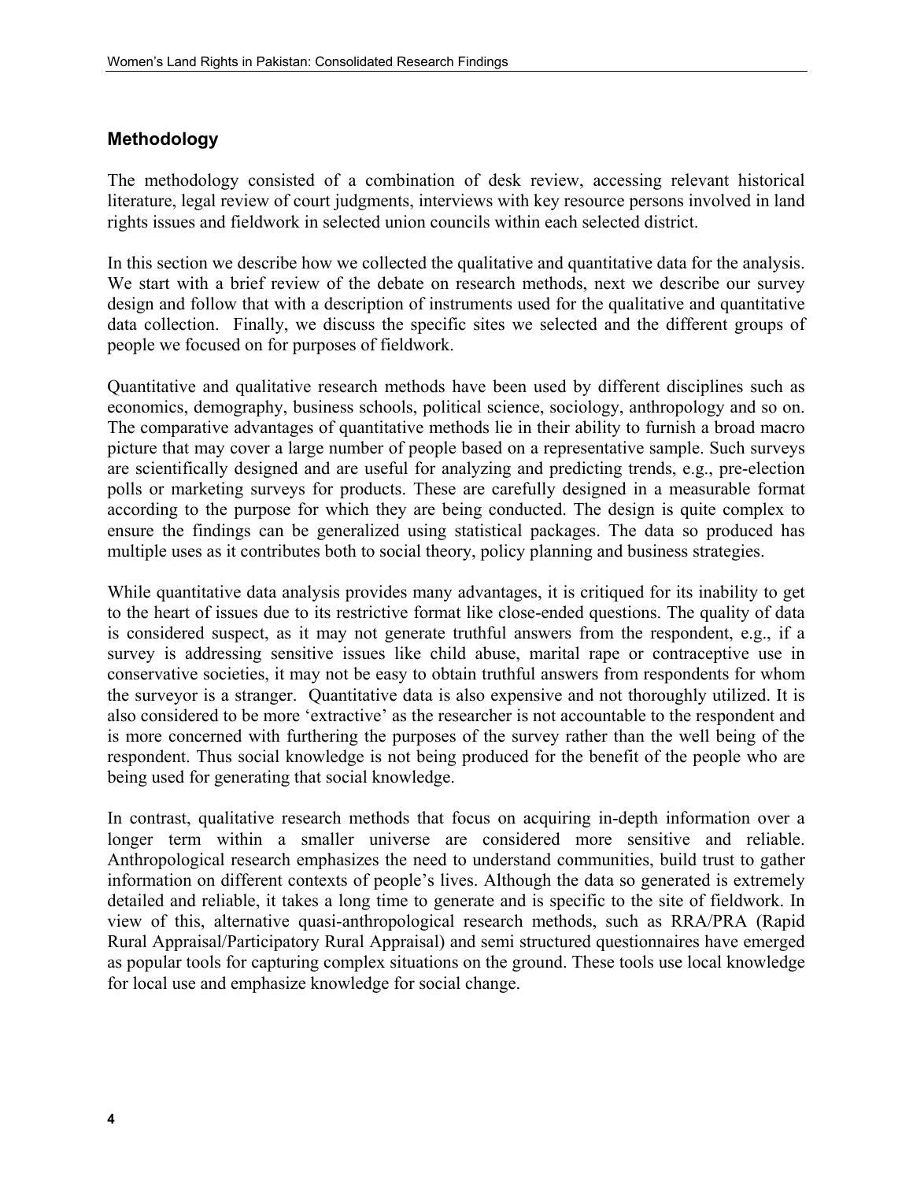## Methodology

The methodology consisted of a combination of desk review, accessing relevant historical literature, legal review of court judgments, interviews with key resource persons involved in land rights issues and fieldwork in selected union councils within each selected district.

In this section we describe how we collected the qualitative and quantitative data for the analysis. We start with a brief review of the debate on research methods, next we describe our survey design and follow that with a description of instruments used for the qualitative and quantitative data collection. Finally, we discuss the specific sites we selected and the different groups of people we focused on for purposes of fieldwork.

Quantitative and qualitative research methods have been used by different disciplines such as economics, demography, business schools, political science, sociology, anthropology and so on. The comparative advantages of quantitative methods lie in their ability to furnish a broad macro picture that may cover a large number of people based on a representative sample. Such surveys are scientifically designed and are useful for analyzing and predicting trends, e.g., pre-election polls or marketing surveys for products. These are carefully designed in a measurable format according to the purpose for which they are being conducted. The design is quite complex to ensure the findings can be generalized using statistical packages. The data so produced has multiple uses as it contributes both to social theory, policy planning and business strategies.

While quantitative data analysis provides many advantages, it is critiqued for its inability to get to the heart of issues due to its restrictive format like close-ended questions. The quality of data is considered suspect, as it may not generate truthful answers from the respondent, e.g., if a survey is addressing sensitive issues like child abuse, marital rape or contraceptive use in conservative societies, it may not be easy to obtain truthful answers from respondents for whom the surveyor is a stranger. Quantitative data is also expensive and not thoroughly utilized. It is also considered to be more 'extractive' as the researcher is not accountable to the respondent and is more concerned with furthering the purposes of the survey rather than the well being of the respondent. Thus social knowledge is not being produced for the benefit of the people who are being used for generating that social knowledge.

In contrast, qualitative research methods that focus on acquiring in-depth information over a longer term within a smaller universe are considered more sensitive and reliable. Anthropological research emphasizes the need to understand communities, build trust to gather information on different contexts of people's lives. Although the data so generated is extremely detailed and reliable, it takes a long time to generate and is specific to the site of fieldwork. In view of this, alternative quasi-anthropological research methods, such as RRA/PRA (Rapid Rural Appraisal/Participatory Rural Appraisal) and semi structured questionnaires have emerged as popular tools for capturing complex situations on the ground. These tools use local knowledge for local use and emphasize knowledge for social change.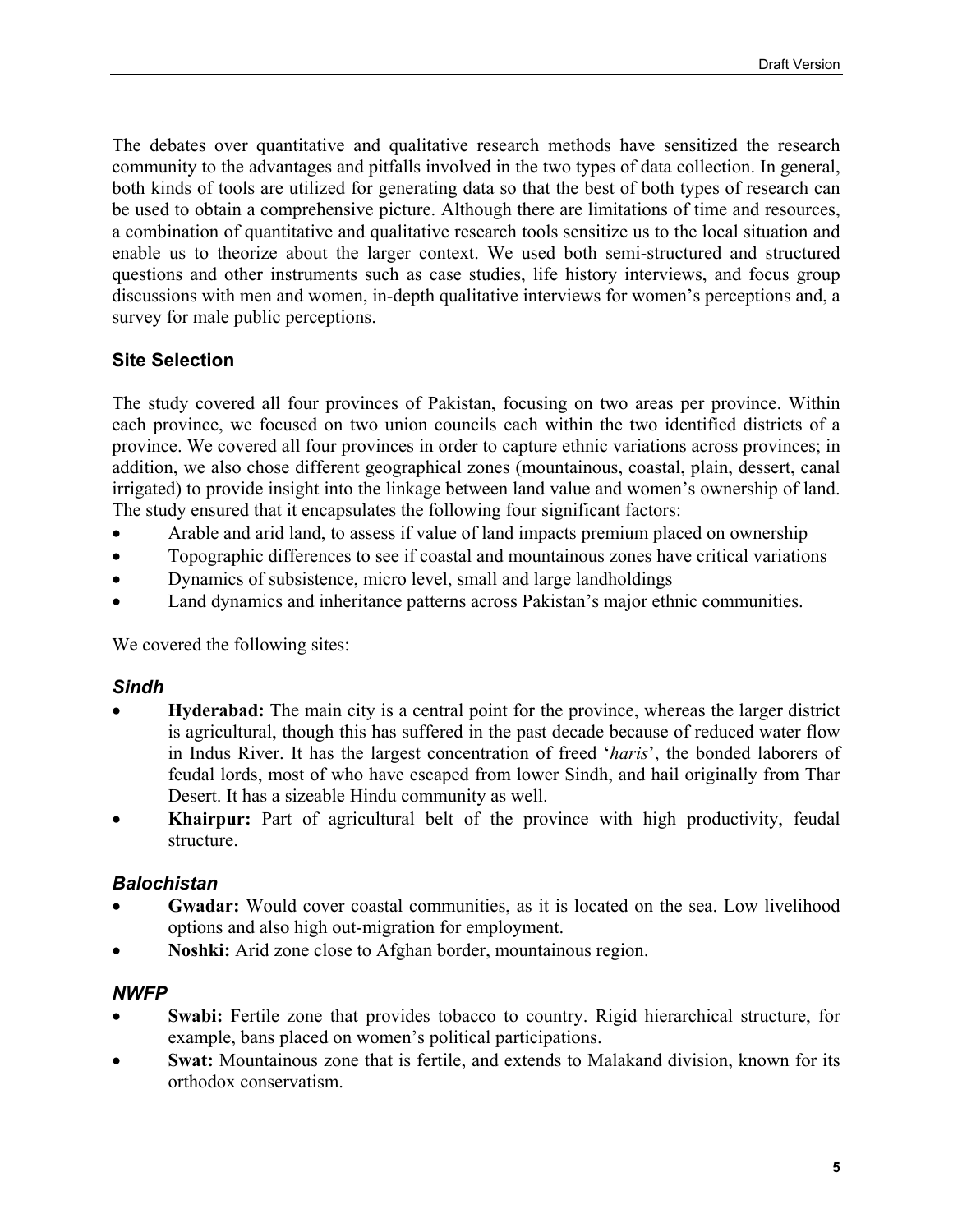The debates over quantitative and qualitative research methods have sensitized the research community to the advantages and pitfalls involved in the two types of data collection. In general, both kinds of tools are utilized for generating data so that the best of both types of research can be used to obtain a comprehensive picture. Although there are limitations of time and resources, a combination of quantitative and qualitative research tools sensitize us to the local situation and enable us to theorize about the larger context. We used both semi-structured and structured questions and other instruments such as case studies, life history interviews, and focus group discussions with men and women, in-depth qualitative interviews for women's perceptions and, a survey for male public perceptions.

### Site Selection

The study covered all four provinces of Pakistan, focusing on two areas per province. Within each province, we focused on two union councils each within the two identified districts of a province. We covered all four provinces in order to capture ethnic variations across provinces; in addition, we also chose different geographical zones (mountainous, coastal, plain, dessert, canal irrigated) to provide insight into the linkage between land value and women's ownership of land. The study ensured that it encapsulates the following four significant factors:

- Arable and arid land, to assess if value of land impacts premium placed on ownership
- Topographic differences to see if coastal and mountainous zones have critical variations
- Dynamics of subsistence, micro level, small and large landholdings
- Land dynamics and inheritance patterns across Pakistan's major ethnic communities.

We covered the following sites:

#### *Sindh*

- **Hyderabad:** The main city is a central point for the province, whereas the larger district is agricultural, though this has suffered in the past decade because of reduced water flow in Indus River. It has the largest concentration of freed '*haris*', the bonded laborers of feudal lords, most of who have escaped from lower Sindh, and hail originally from Thar Desert. It has a sizeable Hindu community as well.
- **Khairpur:** Part of agricultural belt of the province with high productivity, feudal structure.

#### *Balochistan*

- **Gwadar:** Would cover coastal communities, as it is located on the sea. Low livelihood options and also high out-migration for employment.
- **Noshki:** Arid zone close to Afghan border, mountainous region.

#### *NWFP*

- **Swabi:** Fertile zone that provides tobacco to country. Rigid hierarchical structure, for example, bans placed on women's political participations.
- **Swat:** Mountainous zone that is fertile, and extends to Malakand division, known for its orthodox conservatism.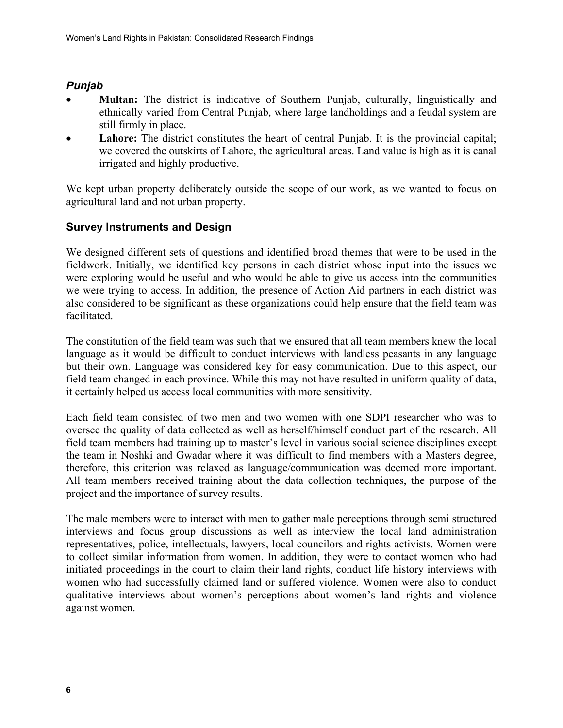### *Punjab*

- **Multan:** The district is indicative of Southern Punjab, culturally, linguistically and ethnically varied from Central Punjab, where large landholdings and a feudal system are still firmly in place.
- **Lahore:** The district constitutes the heart of central Punjab. It is the provincial capital; we covered the outskirts of Lahore, the agricultural areas. Land value is high as it is canal irrigated and highly productive.

We kept urban property deliberately outside the scope of our work, as we wanted to focus on agricultural land and not urban property.

## Survey Instruments and Design

We designed different sets of questions and identified broad themes that were to be used in the fieldwork. Initially, we identified key persons in each district whose input into the issues we were exploring would be useful and who would be able to give us access into the communities we were trying to access. In addition, the presence of Action Aid partners in each district was also considered to be significant as these organizations could help ensure that the field team was facilitated.

The constitution of the field team was such that we ensured that all team members knew the local language as it would be difficult to conduct interviews with landless peasants in any language but their own. Language was considered key for easy communication. Due to this aspect, our field team changed in each province. While this may not have resulted in uniform quality of data, it certainly helped us access local communities with more sensitivity.

Each field team consisted of two men and two women with one SDPI researcher who was to oversee the quality of data collected as well as herself/himself conduct part of the research. All field team members had training up to master's level in various social science disciplines except the team in Noshki and Gwadar where it was difficult to find members with a Masters degree, therefore, this criterion was relaxed as language/communication was deemed more important. All team members received training about the data collection techniques, the purpose of the project and the importance of survey results.

The male members were to interact with men to gather male perceptions through semi structured interviews and focus group discussions as well as interview the local land administration representatives, police, intellectuals, lawyers, local councilors and rights activists. Women were to collect similar information from women. In addition, they were to contact women who had initiated proceedings in the court to claim their land rights, conduct life history interviews with women who had successfully claimed land or suffered violence. Women were also to conduct qualitative interviews about women's perceptions about women's land rights and violence against women.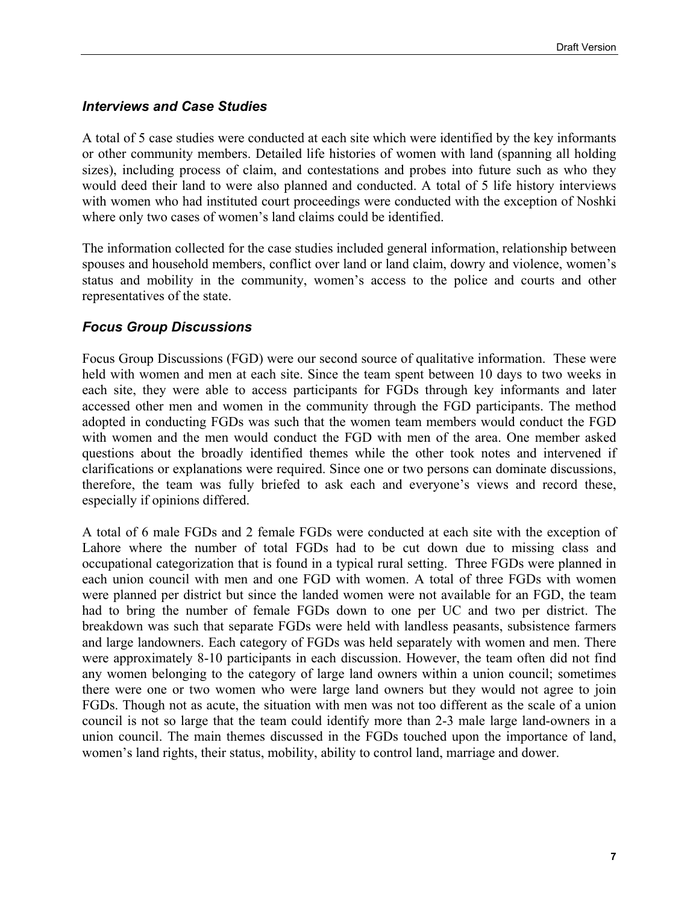### *Interviews and Case Studies*

A total of 5 case studies were conducted at each site which were identified by the key informants or other community members. Detailed life histories of women with land (spanning all holding sizes), including process of claim, and contestations and probes into future such as who they would deed their land to were also planned and conducted. A total of 5 life history interviews with women who had instituted court proceedings were conducted with the exception of Noshki where only two cases of women's land claims could be identified.

The information collected for the case studies included general information, relationship between spouses and household members, conflict over land or land claim, dowry and violence, women's status and mobility in the community, women's access to the police and courts and other representatives of the state.

### *Focus Group Discussions*

Focus Group Discussions (FGD) were our second source of qualitative information. These were held with women and men at each site. Since the team spent between 10 days to two weeks in each site, they were able to access participants for FGDs through key informants and later accessed other men and women in the community through the FGD participants. The method adopted in conducting FGDs was such that the women team members would conduct the FGD with women and the men would conduct the FGD with men of the area. One member asked questions about the broadly identified themes while the other took notes and intervened if clarifications or explanations were required. Since one or two persons can dominate discussions, therefore, the team was fully briefed to ask each and everyone's views and record these, especially if opinions differed.

A total of 6 male FGDs and 2 female FGDs were conducted at each site with the exception of Lahore where the number of total FGDs had to be cut down due to missing class and occupational categorization that is found in a typical rural setting. Three FGDs were planned in each union council with men and one FGD with women. A total of three FGDs with women were planned per district but since the landed women were not available for an FGD, the team had to bring the number of female FGDs down to one per UC and two per district. The breakdown was such that separate FGDs were held with landless peasants, subsistence farmers and large landowners. Each category of FGDs was held separately with women and men. There were approximately 8-10 participants in each discussion. However, the team often did not find any women belonging to the category of large land owners within a union council; sometimes there were one or two women who were large land owners but they would not agree to join FGDs. Though not as acute, the situation with men was not too different as the scale of a union council is not so large that the team could identify more than 2-3 male large land-owners in a union council. The main themes discussed in the FGDs touched upon the importance of land, women's land rights, their status, mobility, ability to control land, marriage and dower.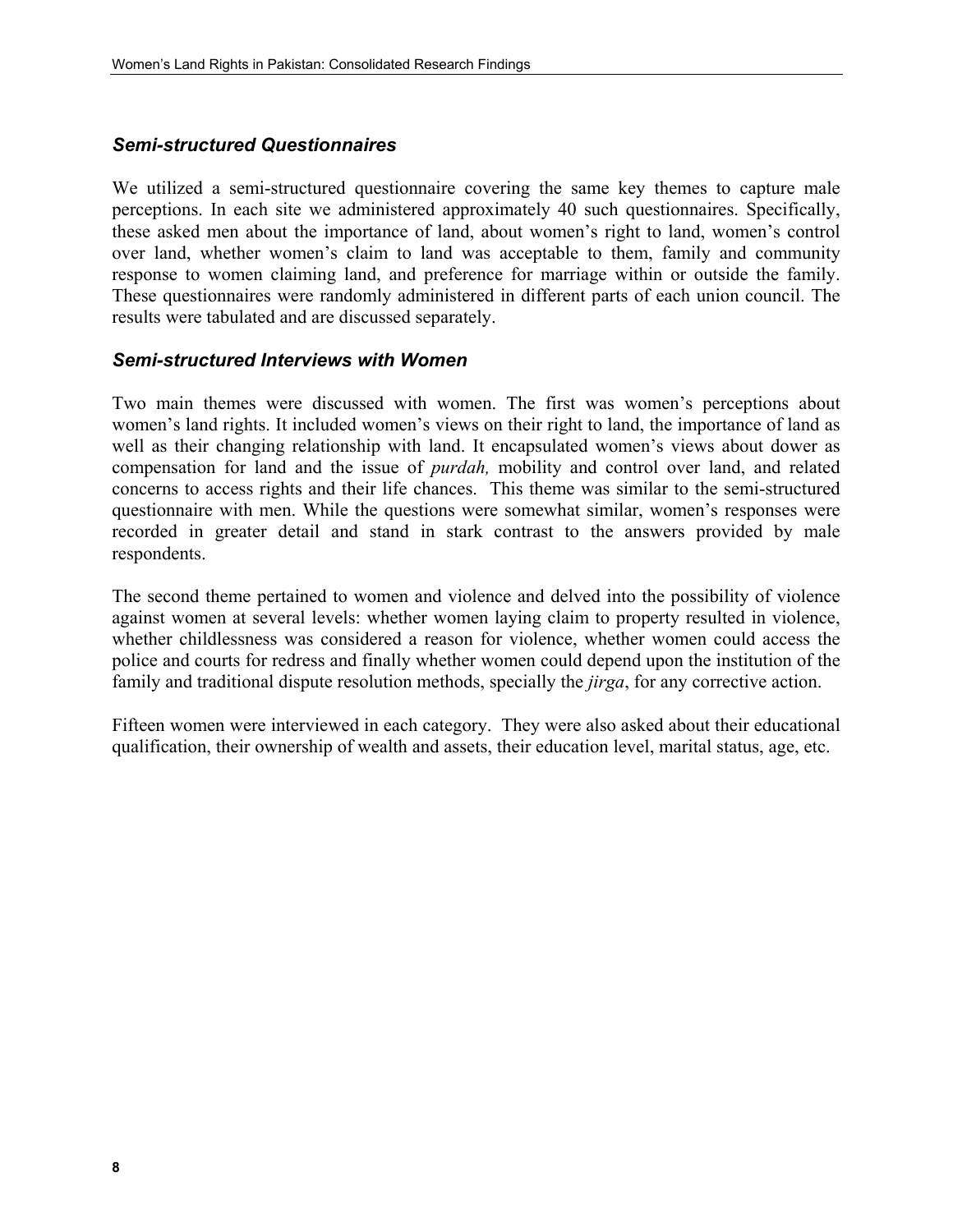### *Semi-structured Questionnaires*

We utilized a semi-structured questionnaire covering the same key themes to capture male perceptions. In each site we administered approximately 40 such questionnaires. Specifically, these asked men about the importance of land, about women's right to land, women's control over land, whether women's claim to land was acceptable to them, family and community response to women claiming land, and preference for marriage within or outside the family. These questionnaires were randomly administered in different parts of each union council. The results were tabulated and are discussed separately.

### *Semi-structured Interviews with Women*

Two main themes were discussed with women. The first was women's perceptions about women's land rights. It included women's views on their right to land, the importance of land as well as their changing relationship with land. It encapsulated women's views about dower as compensation for land and the issue of *purdah,* mobility and control over land, and related concerns to access rights and their life chances. This theme was similar to the semi-structured questionnaire with men. While the questions were somewhat similar, women's responses were recorded in greater detail and stand in stark contrast to the answers provided by male respondents.

The second theme pertained to women and violence and delved into the possibility of violence against women at several levels: whether women laying claim to property resulted in violence, whether childlessness was considered a reason for violence, whether women could access the police and courts for redress and finally whether women could depend upon the institution of the family and traditional dispute resolution methods, specially the *jirga*, for any corrective action.

Fifteen women were interviewed in each category. They were also asked about their educational qualification, their ownership of wealth and assets, their education level, marital status, age, etc.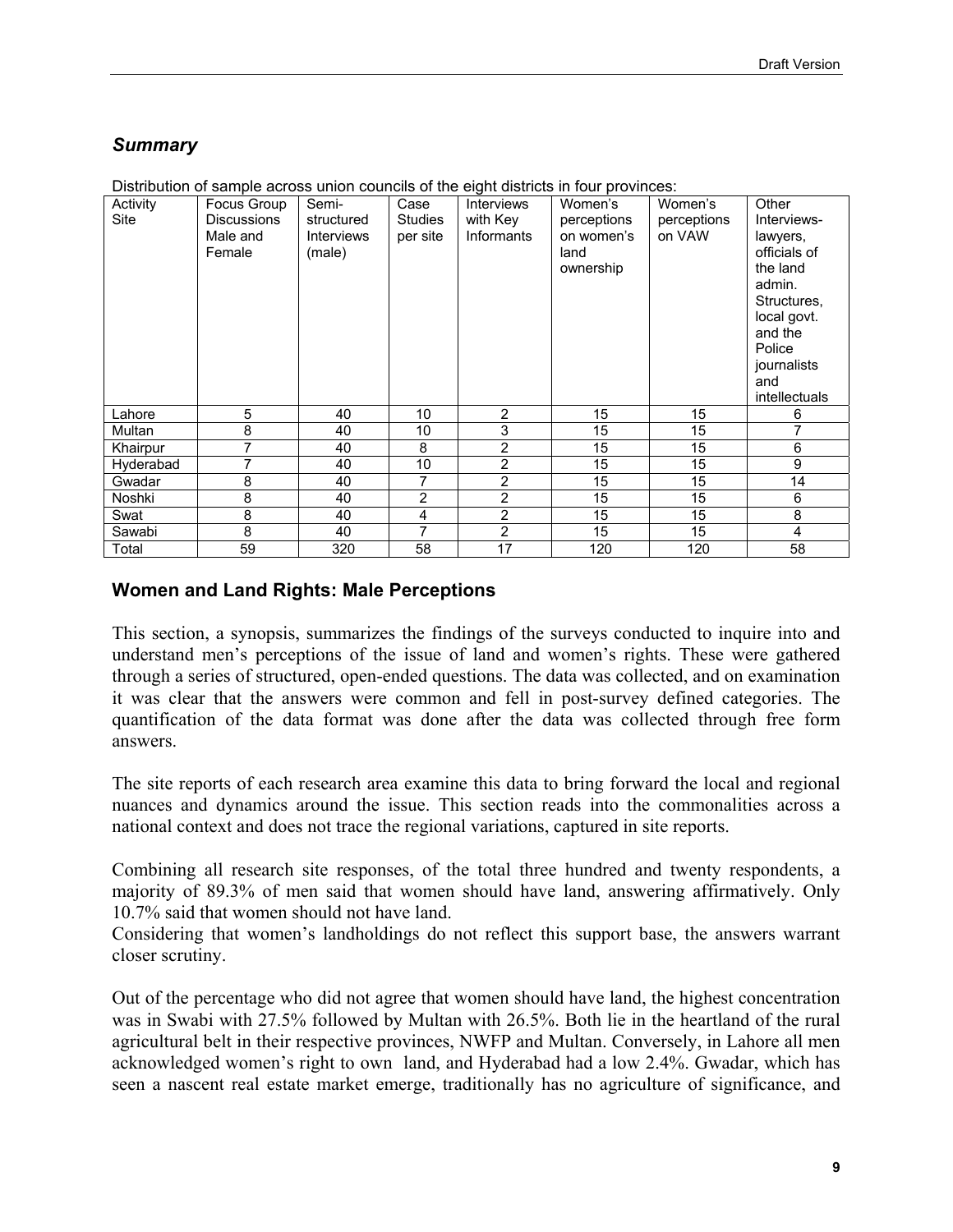## *Summary*

Distribution of sample across union councils of the eight districts in four provinces:

| Activity Site | Focus Group Discussions Male and Female | Semi-structured Interviews (male) | Case Studies per site | Interviews with Key Informants | Women's perceptions on women's land ownership | Women's perceptions on VAW | Other Interviews- lawyers, officials of the land admin. Structures, local govt. and the Police journalists and intellectuals |
|---|---|---|---|---|---|---|---|
| Lahore | 5 | 40 | 10 | 2 | 15 | 15 | 6 |
| Multan | 8 | 40 | 10 | 3 | 15 | 15 | 7 |
| Khairpur | 7 | 40 | 8 | 2 | 15 | 15 | 6 |
| Hyderabad | 7 | 40 | 10 | 2 | 15 | 15 | 9 |
| Gwadar | 8 | 40 | 7 | 2 | 15 | 15 | 14 |
| Noshki | 8 | 40 | 2 | 2 | 15 | 15 | 6 |
| Swat | 8 | 40 | 4 | 2 | 15 | 15 | 8 |
| Sawabi | 8 | 40 | 7 | 2 | 15 | 15 | 4 |
| Total | 59 | 320 | 58 | 17 | 120 | 120 | 58 |

## Women and Land Rights: Male Perceptions

This section, a synopsis, summarizes the findings of the surveys conducted to inquire into and understand men's perceptions of the issue of land and women's rights. These were gathered through a series of structured, open-ended questions. The data was collected, and on examination it was clear that the answers were common and fell in post-survey defined categories. The quantification of the data format was done after the data was collected through free form answers.

The site reports of each research area examine this data to bring forward the local and regional nuances and dynamics around the issue. This section reads into the commonalities across a national context and does not trace the regional variations, captured in site reports.

Combining all research site responses, of the total three hundred and twenty respondents, a majority of 89.3% of men said that women should have land, answering affirmatively. Only 10.7% said that women should not have land.
Considering that women's landholdings do not reflect this support base, the answers warrant closer scrutiny.

Out of the percentage who did not agree that women should have land, the highest concentration was in Swabi with 27.5% followed by Multan with 26.5%. Both lie in the heartland of the rural agricultural belt in their respective provinces, NWFP and Multan. Conversely, in Lahore all men acknowledged women's right to own land, and Hyderabad had a low 2.4%. Gwadar, which has seen a nascent real estate market emerge, traditionally has no agriculture of significance, and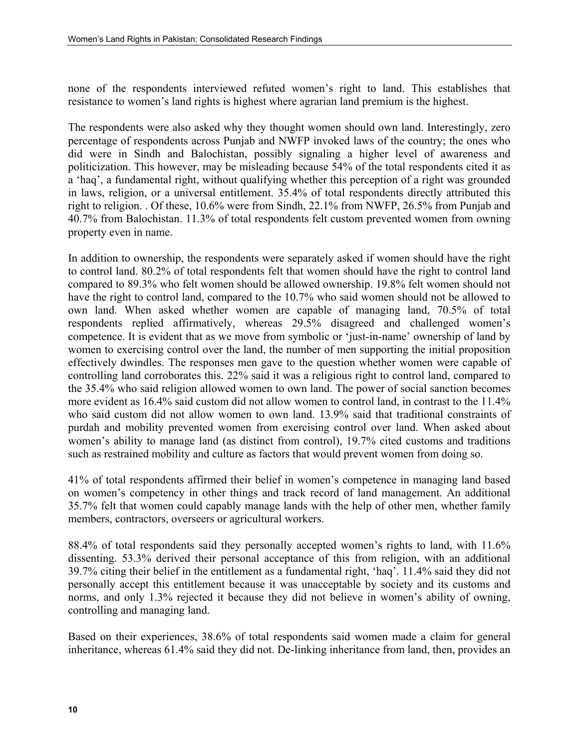none of the respondents interviewed refuted women's right to land. This establishes that resistance to women's land rights is highest where agrarian land premium is the highest.

The respondents were also asked why they thought women should own land. Interestingly, zero percentage of respondents across Punjab and NWFP invoked laws of the country; the ones who did were in Sindh and Balochistan, possibly signaling a higher level of awareness and politicization. This however, may be misleading because 54% of the total respondents cited it as a 'haq', a fundamental right, without qualifying whether this perception of a right was grounded in laws, religion, or a universal entitlement. 35.4% of total respondents directly attributed this right to religion. . Of these, 10.6% were from Sindh, 22.1% from NWFP, 26.5% from Punjab and 40.7% from Balochistan. 11.3% of total respondents felt custom prevented women from owning property even in name.

In addition to ownership, the respondents were separately asked if women should have the right to control land. 80.2% of total respondents felt that women should have the right to control land compared to 89.3% who felt women should be allowed ownership. 19.8% felt women should not have the right to control land, compared to the 10.7% who said women should not be allowed to own land. When asked whether women are capable of managing land, 70.5% of total respondents replied affirmatively, whereas 29.5% disagreed and challenged women's competence. It is evident that as we move from symbolic or 'just-in-name' ownership of land by women to exercising control over the land, the number of men supporting the initial proposition effectively dwindles. The responses men gave to the question whether women were capable of controlling land corroborates this. 22% said it was a religious right to control land, compared to the 35.4% who said religion allowed women to own land. The power of social sanction becomes more evident as 16.4% said custom did not allow women to control land, in contrast to the 11.4% who said custom did not allow women to own land. 13.9% said that traditional constraints of purdah and mobility prevented women from exercising control over land. When asked about women's ability to manage land (as distinct from control), 19.7% cited customs and traditions such as restrained mobility and culture as factors that would prevent women from doing so.

41% of total respondents affirmed their belief in women's competence in managing land based on women's competency in other things and track record of land management. An additional 35.7% felt that women could capably manage lands with the help of other men, whether family members, contractors, overseers or agricultural workers.

88.4% of total respondents said they personally accepted women's rights to land, with 11.6% dissenting. 53.3% derived their personal acceptance of this from religion, with an additional 39.7% citing their belief in the entitlement as a fundamental right, 'haq'. 11.4% said they did not personally accept this entitlement because it was unacceptable by society and its customs and norms, and only 1.3% rejected it because they did not believe in women's ability of owning, controlling and managing land.

Based on their experiences, 38.6% of total respondents said women made a claim for general inheritance, whereas 61.4% said they did not. De-linking inheritance from land, then, provides an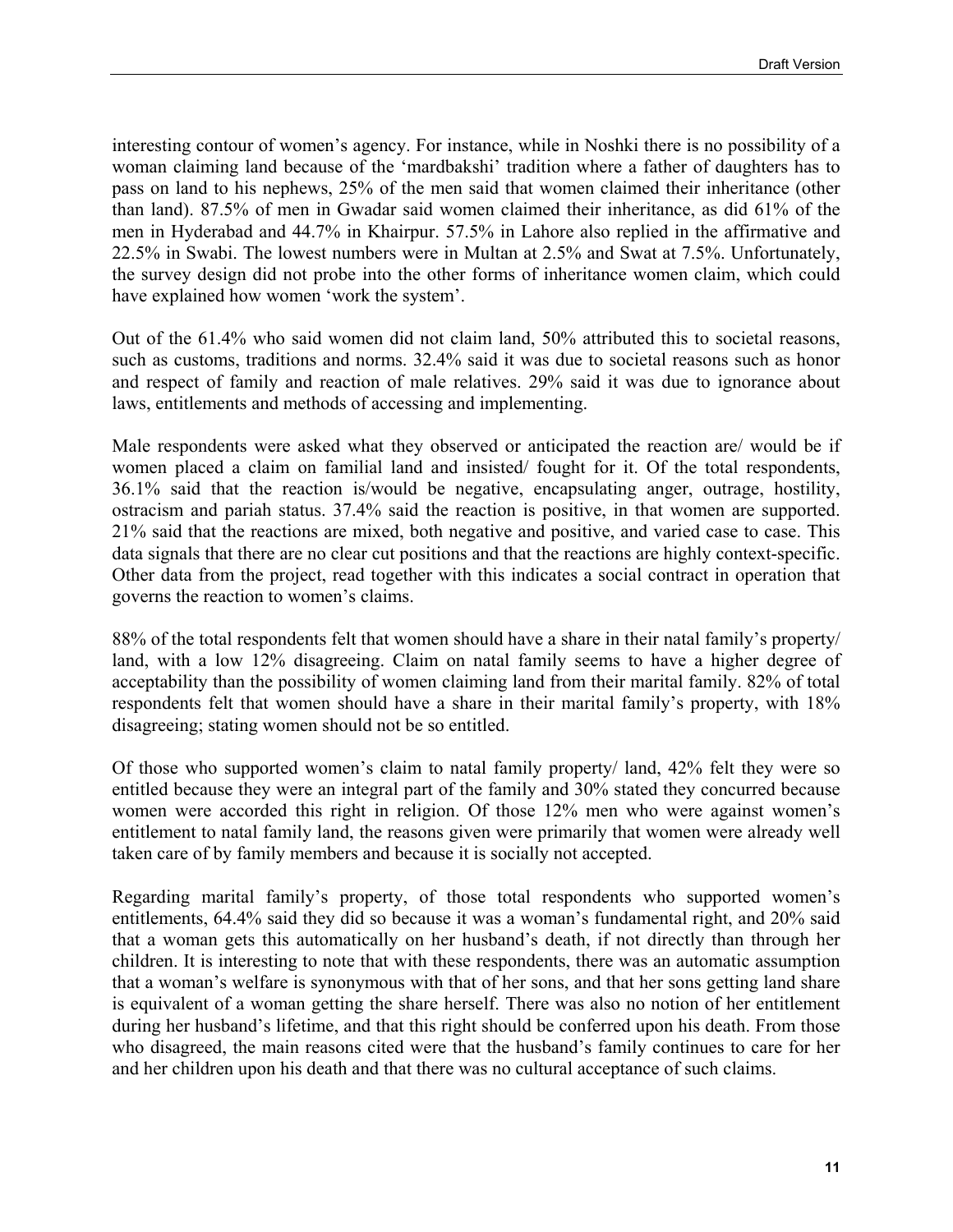interesting contour of women's agency. For instance, while in Noshki there is no possibility of a woman claiming land because of the 'mardbakshi' tradition where a father of daughters has to pass on land to his nephews, 25% of the men said that women claimed their inheritance (other than land). 87.5% of men in Gwadar said women claimed their inheritance, as did 61% of the men in Hyderabad and 44.7% in Khairpur. 57.5% in Lahore also replied in the affirmative and 22.5% in Swabi. The lowest numbers were in Multan at 2.5% and Swat at 7.5%. Unfortunately, the survey design did not probe into the other forms of inheritance women claim, which could have explained how women 'work the system'.

Out of the 61.4% who said women did not claim land, 50% attributed this to societal reasons, such as customs, traditions and norms. 32.4% said it was due to societal reasons such as honor and respect of family and reaction of male relatives. 29% said it was due to ignorance about laws, entitlements and methods of accessing and implementing.

Male respondents were asked what they observed or anticipated the reaction are/ would be if women placed a claim on familial land and insisted/ fought for it. Of the total respondents, 36.1% said that the reaction is/would be negative, encapsulating anger, outrage, hostility, ostracism and pariah status. 37.4% said the reaction is positive, in that women are supported. 21% said that the reactions are mixed, both negative and positive, and varied case to case. This data signals that there are no clear cut positions and that the reactions are highly context-specific. Other data from the project, read together with this indicates a social contract in operation that governs the reaction to women's claims.

88% of the total respondents felt that women should have a share in their natal family's property/ land, with a low 12% disagreeing. Claim on natal family seems to have a higher degree of acceptability than the possibility of women claiming land from their marital family. 82% of total respondents felt that women should have a share in their marital family's property, with 18% disagreeing; stating women should not be so entitled.

Of those who supported women's claim to natal family property/ land, 42% felt they were so entitled because they were an integral part of the family and 30% stated they concurred because women were accorded this right in religion. Of those 12% men who were against women's entitlement to natal family land, the reasons given were primarily that women were already well taken care of by family members and because it is socially not accepted.

Regarding marital family's property, of those total respondents who supported women's entitlements, 64.4% said they did so because it was a woman's fundamental right, and 20% said that a woman gets this automatically on her husband's death, if not directly than through her children. It is interesting to note that with these respondents, there was an automatic assumption that a woman's welfare is synonymous with that of her sons, and that her sons getting land share is equivalent of a woman getting the share herself. There was also no notion of her entitlement during her husband's lifetime, and that this right should be conferred upon his death. From those who disagreed, the main reasons cited were that the husband's family continues to care for her and her children upon his death and that there was no cultural acceptance of such claims.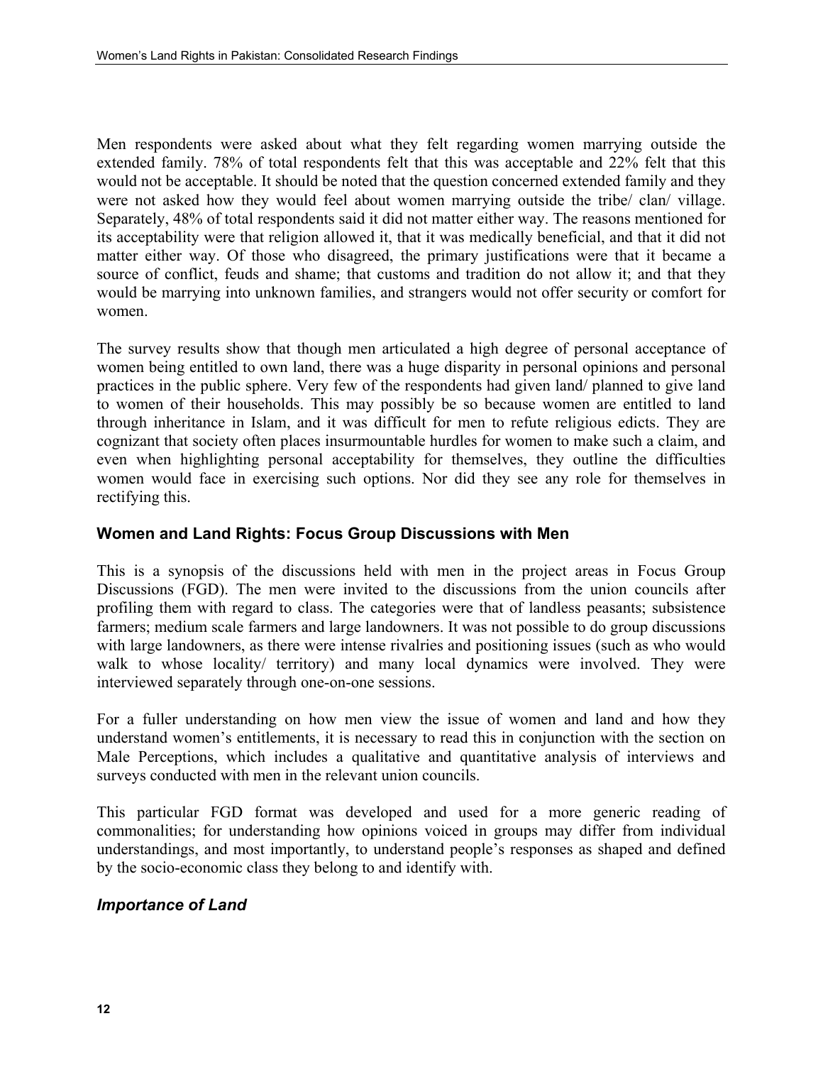Men respondents were asked about what they felt regarding women marrying outside the extended family. 78% of total respondents felt that this was acceptable and 22% felt that this would not be acceptable. It should be noted that the question concerned extended family and they were not asked how they would feel about women marrying outside the tribe/ clan/ village. Separately, 48% of total respondents said it did not matter either way. The reasons mentioned for its acceptability were that religion allowed it, that it was medically beneficial, and that it did not matter either way. Of those who disagreed, the primary justifications were that it became a source of conflict, feuds and shame; that customs and tradition do not allow it; and that they would be marrying into unknown families, and strangers would not offer security or comfort for women.

The survey results show that though men articulated a high degree of personal acceptance of women being entitled to own land, there was a huge disparity in personal opinions and personal practices in the public sphere. Very few of the respondents had given land/ planned to give land to women of their households. This may possibly be so because women are entitled to land through inheritance in Islam, and it was difficult for men to refute religious edicts. They are cognizant that society often places insurmountable hurdles for women to make such a claim, and even when highlighting personal acceptability for themselves, they outline the difficulties women would face in exercising such options. Nor did they see any role for themselves in rectifying this.

### Women and Land Rights: Focus Group Discussions with Men

This is a synopsis of the discussions held with men in the project areas in Focus Group Discussions (FGD). The men were invited to the discussions from the union councils after profiling them with regard to class. The categories were that of landless peasants; subsistence farmers; medium scale farmers and large landowners. It was not possible to do group discussions with large landowners, as there were intense rivalries and positioning issues (such as who would walk to whose locality/ territory) and many local dynamics were involved. They were interviewed separately through one-on-one sessions.

For a fuller understanding on how men view the issue of women and land and how they understand women's entitlements, it is necessary to read this in conjunction with the section on Male Perceptions, which includes a qualitative and quantitative analysis of interviews and surveys conducted with men in the relevant union councils.

This particular FGD format was developed and used for a more generic reading of commonalities; for understanding how opinions voiced in groups may differ from individual understandings, and most importantly, to understand people's responses as shaped and defined by the socio-economic class they belong to and identify with.

#### *Importance of Land*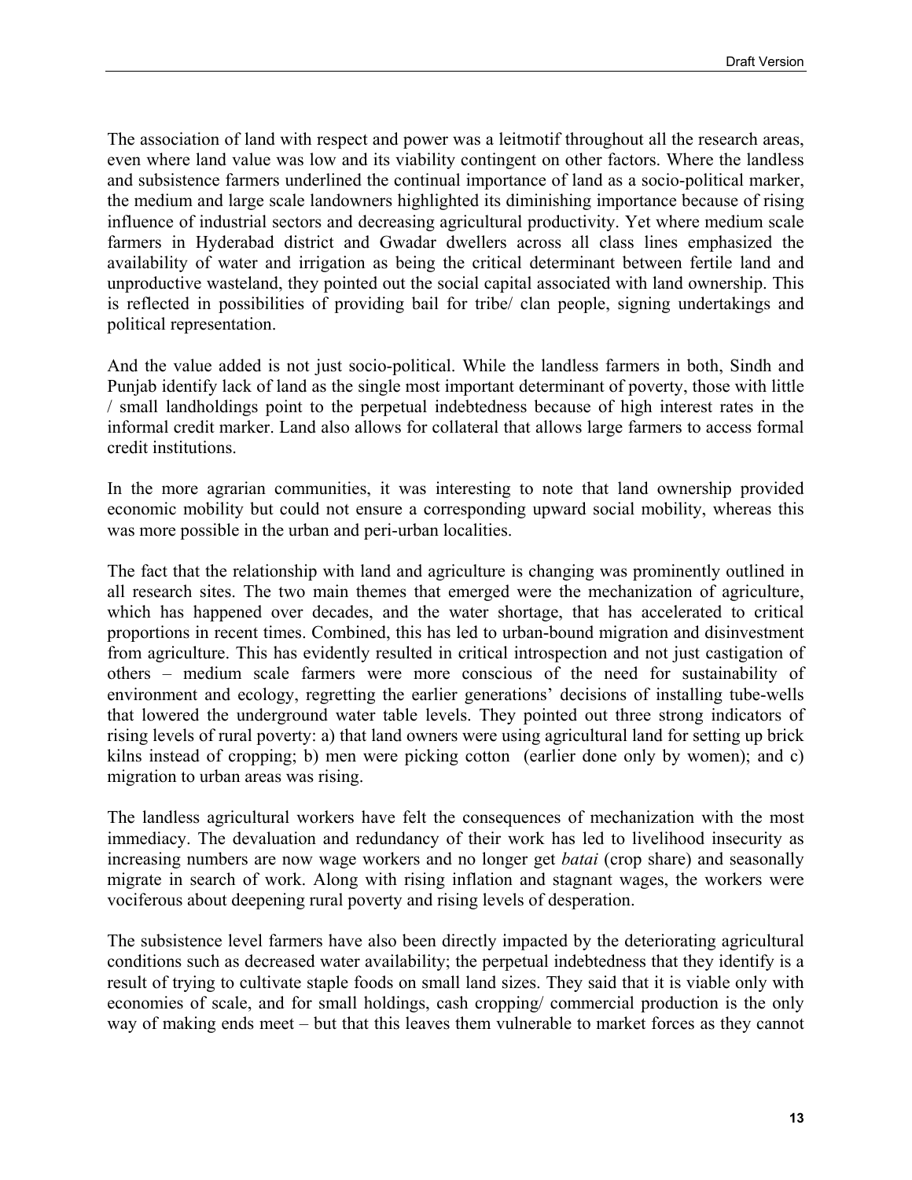The association of land with respect and power was a leitmotif throughout all the research areas, even where land value was low and its viability contingent on other factors. Where the landless and subsistence farmers underlined the continual importance of land as a socio-political marker, the medium and large scale landowners highlighted its diminishing importance because of rising influence of industrial sectors and decreasing agricultural productivity. Yet where medium scale farmers in Hyderabad district and Gwadar dwellers across all class lines emphasized the availability of water and irrigation as being the critical determinant between fertile land and unproductive wasteland, they pointed out the social capital associated with land ownership. This is reflected in possibilities of providing bail for tribe/ clan people, signing undertakings and political representation.

And the value added is not just socio-political. While the landless farmers in both, Sindh and Punjab identify lack of land as the single most important determinant of poverty, those with little / small landholdings point to the perpetual indebtedness because of high interest rates in the informal credit marker. Land also allows for collateral that allows large farmers to access formal credit institutions.

In the more agrarian communities, it was interesting to note that land ownership provided economic mobility but could not ensure a corresponding upward social mobility, whereas this was more possible in the urban and peri-urban localities.

The fact that the relationship with land and agriculture is changing was prominently outlined in all research sites. The two main themes that emerged were the mechanization of agriculture, which has happened over decades, and the water shortage, that has accelerated to critical proportions in recent times. Combined, this has led to urban-bound migration and disinvestment from agriculture. This has evidently resulted in critical introspection and not just castigation of others – medium scale farmers were more conscious of the need for sustainability of environment and ecology, regretting the earlier generations' decisions of installing tube-wells that lowered the underground water table levels. They pointed out three strong indicators of rising levels of rural poverty: a) that land owners were using agricultural land for setting up brick kilns instead of cropping; b) men were picking cotton (earlier done only by women); and c) migration to urban areas was rising.

The landless agricultural workers have felt the consequences of mechanization with the most immediacy. The devaluation and redundancy of their work has led to livelihood insecurity as increasing numbers are now wage workers and no longer get *batai* (crop share) and seasonally migrate in search of work. Along with rising inflation and stagnant wages, the workers were vociferous about deepening rural poverty and rising levels of desperation.

The subsistence level farmers have also been directly impacted by the deteriorating agricultural conditions such as decreased water availability; the perpetual indebtedness that they identify is a result of trying to cultivate staple foods on small land sizes. They said that it is viable only with economies of scale, and for small holdings, cash cropping/ commercial production is the only way of making ends meet – but that this leaves them vulnerable to market forces as they cannot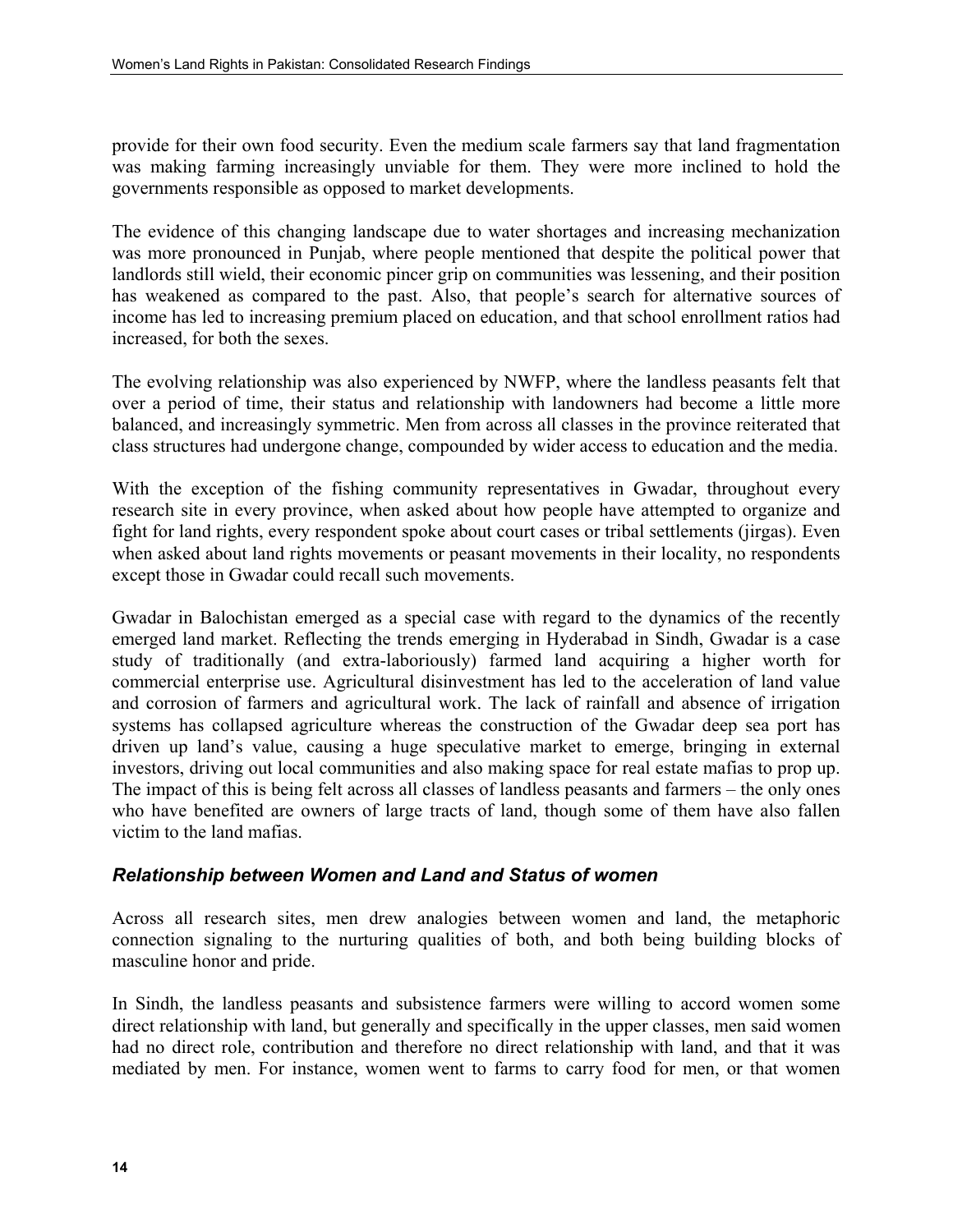provide for their own food security. Even the medium scale farmers say that land fragmentation was making farming increasingly unviable for them. They were more inclined to hold the governments responsible as opposed to market developments.

The evidence of this changing landscape due to water shortages and increasing mechanization was more pronounced in Punjab, where people mentioned that despite the political power that landlords still wield, their economic pincer grip on communities was lessening, and their position has weakened as compared to the past. Also, that people's search for alternative sources of income has led to increasing premium placed on education, and that school enrollment ratios had increased, for both the sexes.

The evolving relationship was also experienced by NWFP, where the landless peasants felt that over a period of time, their status and relationship with landowners had become a little more balanced, and increasingly symmetric. Men from across all classes in the province reiterated that class structures had undergone change, compounded by wider access to education and the media.

With the exception of the fishing community representatives in Gwadar, throughout every research site in every province, when asked about how people have attempted to organize and fight for land rights, every respondent spoke about court cases or tribal settlements (jirgas). Even when asked about land rights movements or peasant movements in their locality, no respondents except those in Gwadar could recall such movements.

Gwadar in Balochistan emerged as a special case with regard to the dynamics of the recently emerged land market. Reflecting the trends emerging in Hyderabad in Sindh, Gwadar is a case study of traditionally (and extra-laboriously) farmed land acquiring a higher worth for commercial enterprise use. Agricultural disinvestment has led to the acceleration of land value and corrosion of farmers and agricultural work. The lack of rainfall and absence of irrigation systems has collapsed agriculture whereas the construction of the Gwadar deep sea port has driven up land's value, causing a huge speculative market to emerge, bringing in external investors, driving out local communities and also making space for real estate mafias to prop up. The impact of this is being felt across all classes of landless peasants and farmers – the only ones who have benefited are owners of large tracts of land, though some of them have also fallen victim to the land mafias.

### *Relationship between Women and Land and Status of women*

Across all research sites, men drew analogies between women and land, the metaphoric connection signaling to the nurturing qualities of both, and both being building blocks of masculine honor and pride.

In Sindh, the landless peasants and subsistence farmers were willing to accord women some direct relationship with land, but generally and specifically in the upper classes, men said women had no direct role, contribution and therefore no direct relationship with land, and that it was mediated by men. For instance, women went to farms to carry food for men, or that women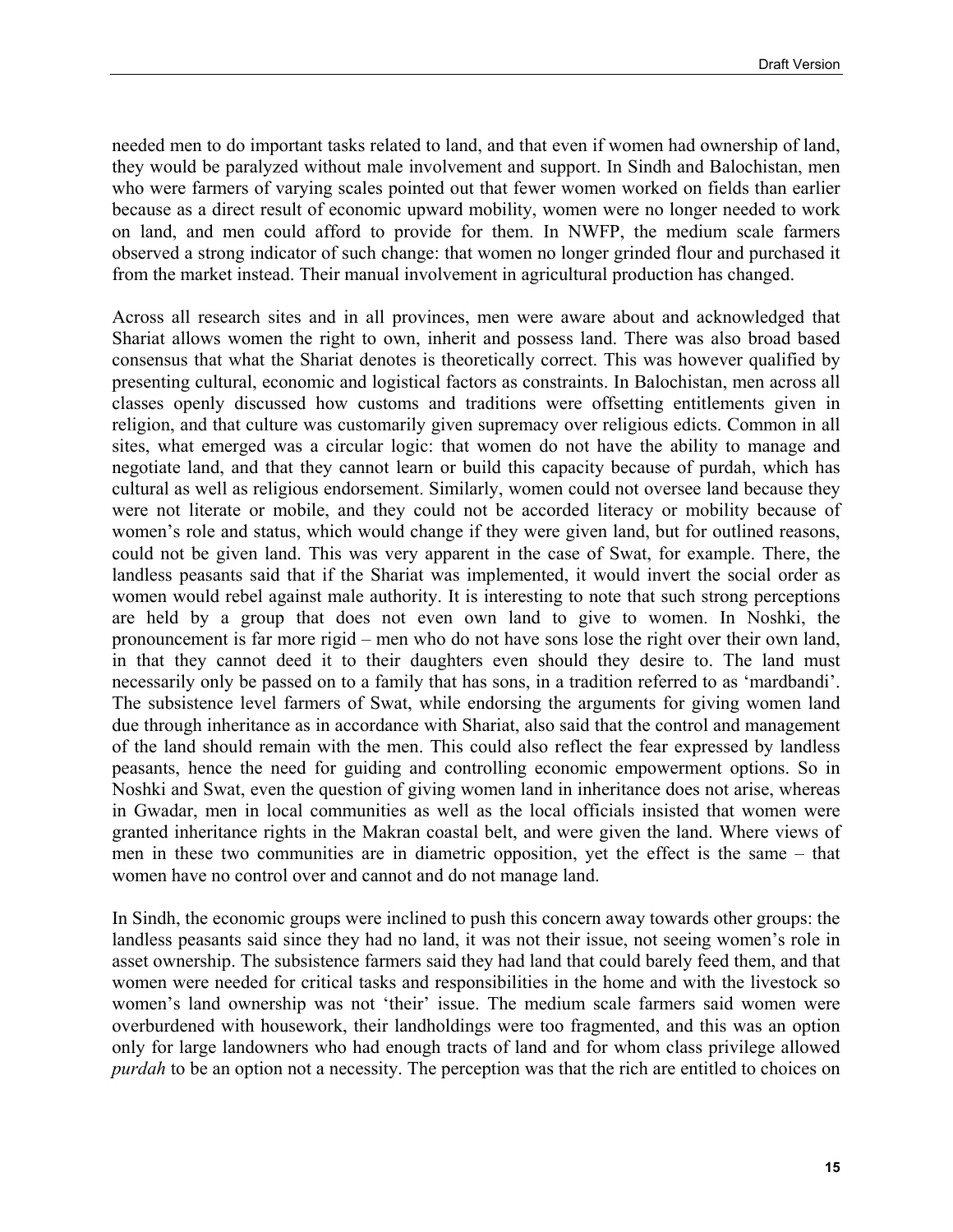needed men to do important tasks related to land, and that even if women had ownership of land, they would be paralyzed without male involvement and support. In Sindh and Balochistan, men who were farmers of varying scales pointed out that fewer women worked on fields than earlier because as a direct result of economic upward mobility, women were no longer needed to work on land, and men could afford to provide for them. In NWFP, the medium scale farmers observed a strong indicator of such change: that women no longer grinded flour and purchased it from the market instead. Their manual involvement in agricultural production has changed.

Across all research sites and in all provinces, men were aware about and acknowledged that Shariat allows women the right to own, inherit and possess land. There was also broad based consensus that what the Shariat denotes is theoretically correct. This was however qualified by presenting cultural, economic and logistical factors as constraints. In Balochistan, men across all classes openly discussed how customs and traditions were offsetting entitlements given in religion, and that culture was customarily given supremacy over religious edicts. Common in all sites, what emerged was a circular logic: that women do not have the ability to manage and negotiate land, and that they cannot learn or build this capacity because of purdah, which has cultural as well as religious endorsement. Similarly, women could not oversee land because they were not literate or mobile, and they could not be accorded literacy or mobility because of women's role and status, which would change if they were given land, but for outlined reasons, could not be given land. This was very apparent in the case of Swat, for example. There, the landless peasants said that if the Shariat was implemented, it would invert the social order as women would rebel against male authority. It is interesting to note that such strong perceptions are held by a group that does not even own land to give to women. In Noshki, the pronouncement is far more rigid – men who do not have sons lose the right over their own land, in that they cannot deed it to their daughters even should they desire to. The land must necessarily only be passed on to a family that has sons, in a tradition referred to as 'mardbandi'. The subsistence level farmers of Swat, while endorsing the arguments for giving women land due through inheritance as in accordance with Shariat, also said that the control and management of the land should remain with the men. This could also reflect the fear expressed by landless peasants, hence the need for guiding and controlling economic empowerment options. So in Noshki and Swat, even the question of giving women land in inheritance does not arise, whereas in Gwadar, men in local communities as well as the local officials insisted that women were granted inheritance rights in the Makran coastal belt, and were given the land. Where views of men in these two communities are in diametric opposition, yet the effect is the same – that women have no control over and cannot and do not manage land.

In Sindh, the economic groups were inclined to push this concern away towards other groups: the landless peasants said since they had no land, it was not their issue, not seeing women's role in asset ownership. The subsistence farmers said they had land that could barely feed them, and that women were needed for critical tasks and responsibilities in the home and with the livestock so women's land ownership was not 'their' issue. The medium scale farmers said women were overburdened with housework, their landholdings were too fragmented, and this was an option only for large landowners who had enough tracts of land and for whom class privilege allowed *purdah* to be an option not a necessity. The perception was that the rich are entitled to choices on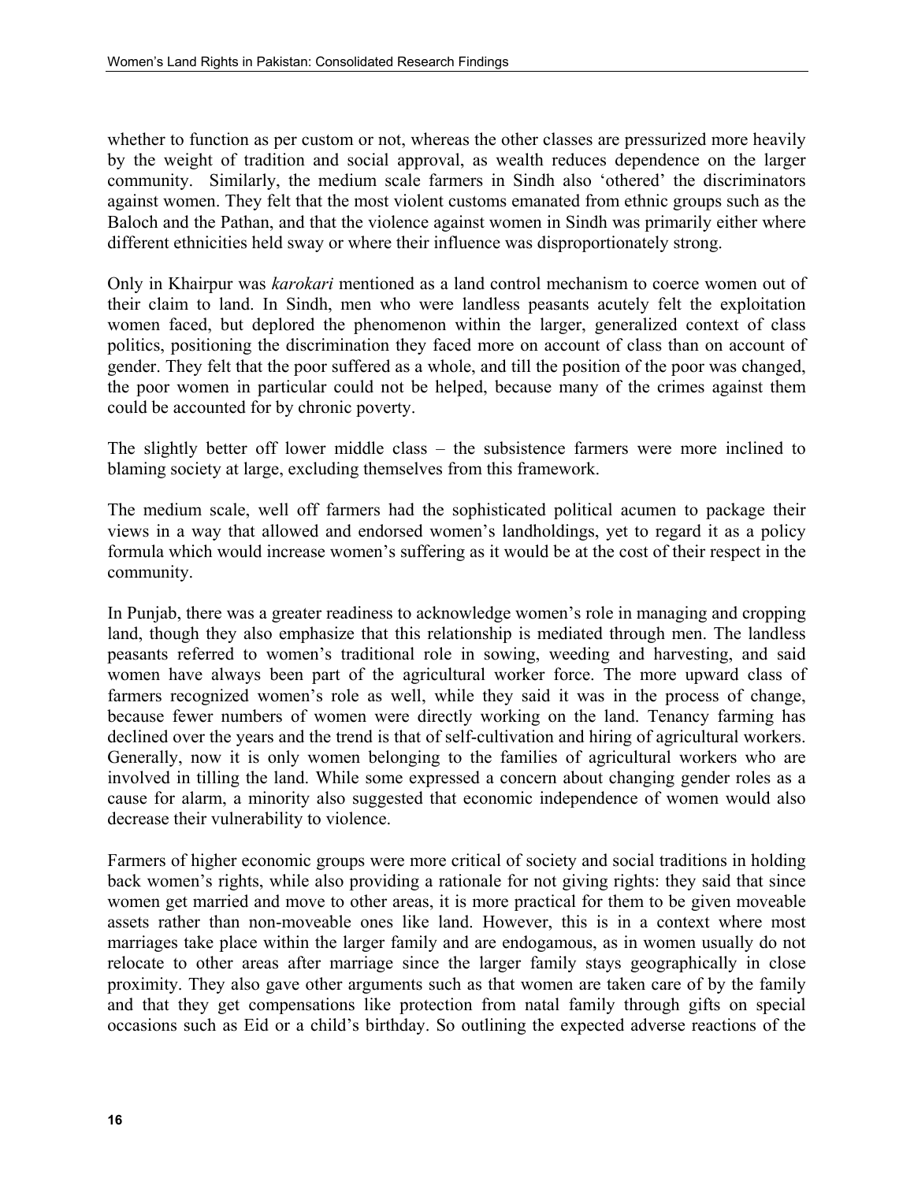whether to function as per custom or not, whereas the other classes are pressurized more heavily by the weight of tradition and social approval, as wealth reduces dependence on the larger community. Similarly, the medium scale farmers in Sindh also 'othered' the discriminators against women. They felt that the most violent customs emanated from ethnic groups such as the Baloch and the Pathan, and that the violence against women in Sindh was primarily either where different ethnicities held sway or where their influence was disproportionately strong.

Only in Khairpur was *karokari* mentioned as a land control mechanism to coerce women out of their claim to land. In Sindh, men who were landless peasants acutely felt the exploitation women faced, but deplored the phenomenon within the larger, generalized context of class politics, positioning the discrimination they faced more on account of class than on account of gender. They felt that the poor suffered as a whole, and till the position of the poor was changed, the poor women in particular could not be helped, because many of the crimes against them could be accounted for by chronic poverty.

The slightly better off lower middle class – the subsistence farmers were more inclined to blaming society at large, excluding themselves from this framework.

The medium scale, well off farmers had the sophisticated political acumen to package their views in a way that allowed and endorsed women's landholdings, yet to regard it as a policy formula which would increase women's suffering as it would be at the cost of their respect in the community.

In Punjab, there was a greater readiness to acknowledge women's role in managing and cropping land, though they also emphasize that this relationship is mediated through men. The landless peasants referred to women's traditional role in sowing, weeding and harvesting, and said women have always been part of the agricultural worker force. The more upward class of farmers recognized women's role as well, while they said it was in the process of change, because fewer numbers of women were directly working on the land. Tenancy farming has declined over the years and the trend is that of self-cultivation and hiring of agricultural workers. Generally, now it is only women belonging to the families of agricultural workers who are involved in tilling the land. While some expressed a concern about changing gender roles as a cause for alarm, a minority also suggested that economic independence of women would also decrease their vulnerability to violence.

Farmers of higher economic groups were more critical of society and social traditions in holding back women's rights, while also providing a rationale for not giving rights: they said that since women get married and move to other areas, it is more practical for them to be given moveable assets rather than non-moveable ones like land. However, this is in a context where most marriages take place within the larger family and are endogamous, as in women usually do not relocate to other areas after marriage since the larger family stays geographically in close proximity. They also gave other arguments such as that women are taken care of by the family and that they get compensations like protection from natal family through gifts on special occasions such as Eid or a child's birthday. So outlining the expected adverse reactions of the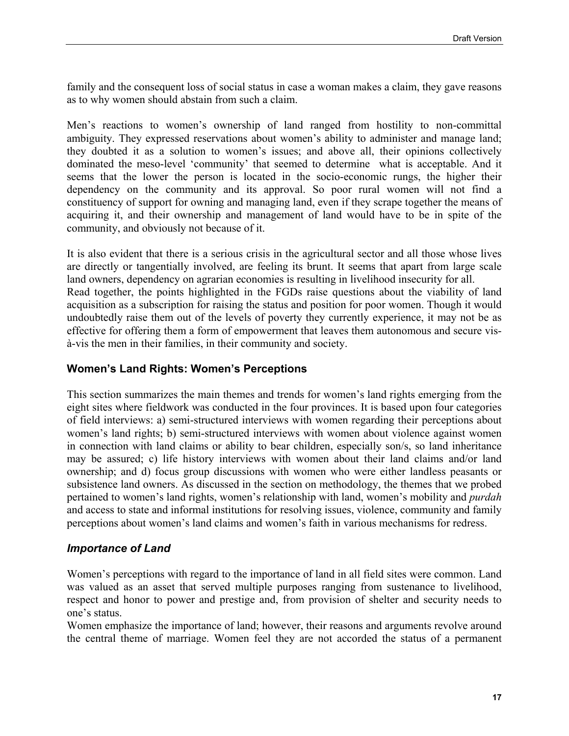family and the consequent loss of social status in case a woman makes a claim, they gave reasons as to why women should abstain from such a claim.

Men's reactions to women's ownership of land ranged from hostility to non-committal ambiguity. They expressed reservations about women's ability to administer and manage land; they doubted it as a solution to women's issues; and above all, their opinions collectively dominated the meso-level 'community' that seemed to determine what is acceptable. And it seems that the lower the person is located in the socio-economic rungs, the higher their dependency on the community and its approval. So poor rural women will not find a constituency of support for owning and managing land, even if they scrape together the means of acquiring it, and their ownership and management of land would have to be in spite of the community, and obviously not because of it.

It is also evident that there is a serious crisis in the agricultural sector and all those whose lives are directly or tangentially involved, are feeling its brunt. It seems that apart from large scale land owners, dependency on agrarian economies is resulting in livelihood insecurity for all.
Read together, the points highlighted in the FGDs raise questions about the viability of land acquisition as a subscription for raising the status and position for poor women. Though it would undoubtedly raise them out of the levels of poverty they currently experience, it may not be as effective for offering them a form of empowerment that leaves them autonomous and secure vis-à-vis the men in their families, in their community and society.

### Women's Land Rights: Women's Perceptions

This section summarizes the main themes and trends for women's land rights emerging from the eight sites where fieldwork was conducted in the four provinces. It is based upon four categories of field interviews: a) semi-structured interviews with women regarding their perceptions about women's land rights; b) semi-structured interviews with women about violence against women in connection with land claims or ability to bear children, especially son/s, so land inheritance may be assured; c) life history interviews with women about their land claims and/or land ownership; and d) focus group discussions with women who were either landless peasants or subsistence land owners. As discussed in the section on methodology, the themes that we probed pertained to women's land rights, women's relationship with land, women's mobility and *purdah* and access to state and informal institutions for resolving issues, violence, community and family perceptions about women's land claims and women's faith in various mechanisms for redress.

### *Importance of Land*

Women's perceptions with regard to the importance of land in all field sites were common. Land was valued as an asset that served multiple purposes ranging from sustenance to livelihood, respect and honor to power and prestige and, from provision of shelter and security needs to one's status.
Women emphasize the importance of land; however, their reasons and arguments revolve around the central theme of marriage. Women feel they are not accorded the status of a permanent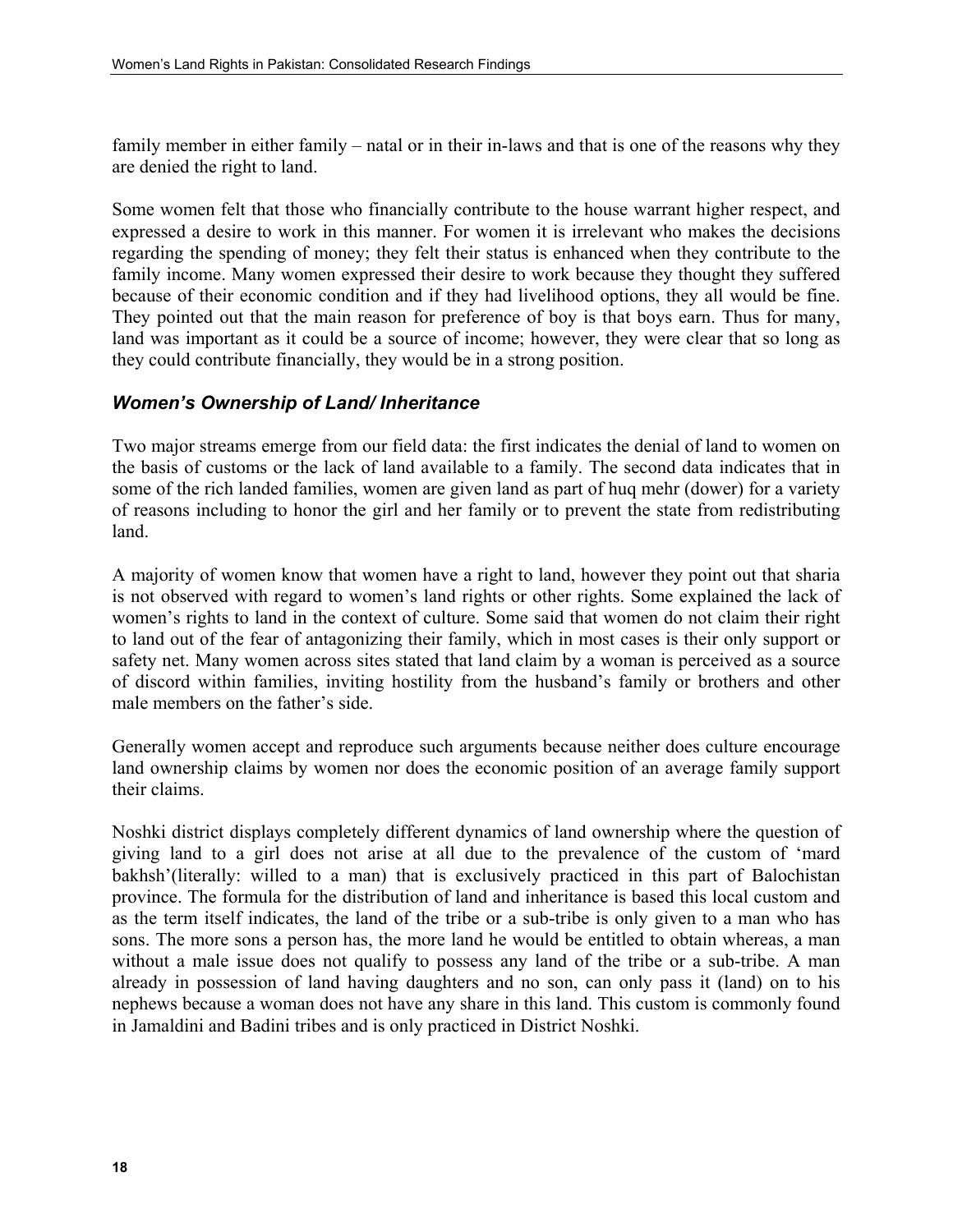family member in either family – natal or in their in-laws and that is one of the reasons why they are denied the right to land.

Some women felt that those who financially contribute to the house warrant higher respect, and expressed a desire to work in this manner. For women it is irrelevant who makes the decisions regarding the spending of money; they felt their status is enhanced when they contribute to the family income. Many women expressed their desire to work because they thought they suffered because of their economic condition and if they had livelihood options, they all would be fine. They pointed out that the main reason for preference of boy is that boys earn. Thus for many, land was important as it could be a source of income; however, they were clear that so long as they could contribute financially, they would be in a strong position.

### *Women's Ownership of Land/ Inheritance*

Two major streams emerge from our field data: the first indicates the denial of land to women on the basis of customs or the lack of land available to a family. The second data indicates that in some of the rich landed families, women are given land as part of huq mehr (dower) for a variety of reasons including to honor the girl and her family or to prevent the state from redistributing land.

A majority of women know that women have a right to land, however they point out that sharia is not observed with regard to women's land rights or other rights. Some explained the lack of women's rights to land in the context of culture. Some said that women do not claim their right to land out of the fear of antagonizing their family, which in most cases is their only support or safety net. Many women across sites stated that land claim by a woman is perceived as a source of discord within families, inviting hostility from the husband's family or brothers and other male members on the father's side.

Generally women accept and reproduce such arguments because neither does culture encourage land ownership claims by women nor does the economic position of an average family support their claims.

Noshki district displays completely different dynamics of land ownership where the question of giving land to a girl does not arise at all due to the prevalence of the custom of 'mard bakhsh'(literally: willed to a man) that is exclusively practiced in this part of Balochistan province. The formula for the distribution of land and inheritance is based this local custom and as the term itself indicates, the land of the tribe or a sub-tribe is only given to a man who has sons. The more sons a person has, the more land he would be entitled to obtain whereas, a man without a male issue does not qualify to possess any land of the tribe or a sub-tribe. A man already in possession of land having daughters and no son, can only pass it (land) on to his nephews because a woman does not have any share in this land. This custom is commonly found in Jamaldini and Badini tribes and is only practiced in District Noshki.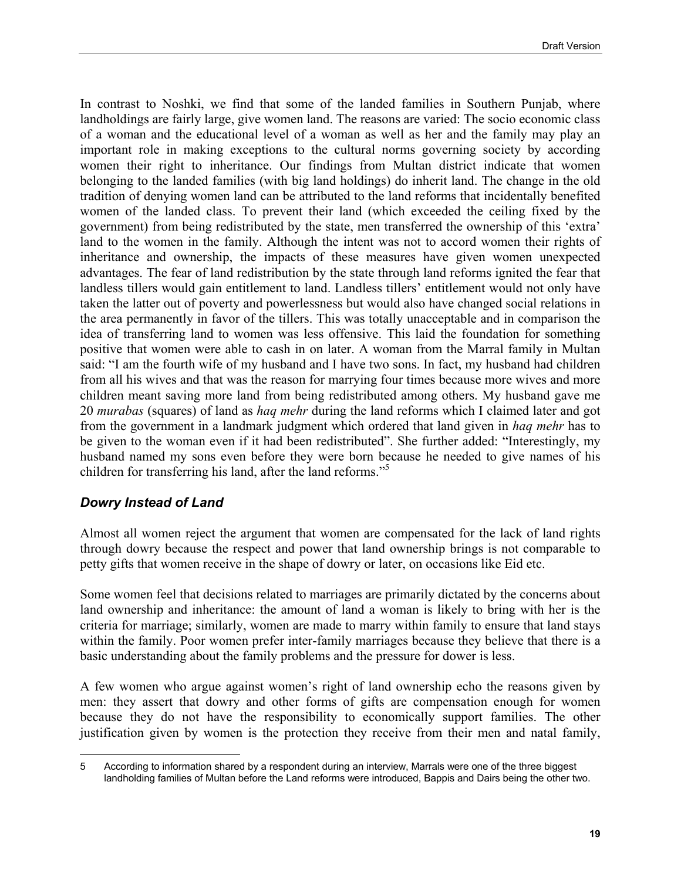In contrast to Noshki, we find that some of the landed families in Southern Punjab, where landholdings are fairly large, give women land. The reasons are varied: The socio economic class of a woman and the educational level of a woman as well as her and the family may play an important role in making exceptions to the cultural norms governing society by according women their right to inheritance. Our findings from Multan district indicate that women belonging to the landed families (with big land holdings) do inherit land. The change in the old tradition of denying women land can be attributed to the land reforms that incidentally benefited women of the landed class. To prevent their land (which exceeded the ceiling fixed by the government) from being redistributed by the state, men transferred the ownership of this 'extra' land to the women in the family. Although the intent was not to accord women their rights of inheritance and ownership, the impacts of these measures have given women unexpected advantages. The fear of land redistribution by the state through land reforms ignited the fear that landless tillers would gain entitlement to land. Landless tillers' entitlement would not only have taken the latter out of poverty and powerlessness but would also have changed social relations in the area permanently in favor of the tillers. This was totally unacceptable and in comparison the idea of transferring land to women was less offensive. This laid the foundation for something positive that women were able to cash in on later. A woman from the Marral family in Multan said: "I am the fourth wife of my husband and I have two sons. In fact, my husband had children from all his wives and that was the reason for marrying four times because more wives and more children meant saving more land from being redistributed among others. My husband gave me 20 *murabas* (squares) of land as *haq mehr* during the land reforms which I claimed later and got from the government in a landmark judgment which ordered that land given in *haq mehr* has to be given to the woman even if it had been redistributed". She further added: "Interestingly, my husband named my sons even before they were born because he needed to give names of his children for transferring his land, after the land reforms."[5]

### *Dowry Instead of Land*

Almost all women reject the argument that women are compensated for the lack of land rights through dowry because the respect and power that land ownership brings is not comparable to petty gifts that women receive in the shape of dowry or later, on occasions like Eid etc.

Some women feel that decisions related to marriages are primarily dictated by the concerns about land ownership and inheritance: the amount of land a woman is likely to bring with her is the criteria for marriage; similarly, women are made to marry within family to ensure that land stays within the family. Poor women prefer inter-family marriages because they believe that there is a basic understanding about the family problems and the pressure for dower is less.

A few women who argue against women's right of land ownership echo the reasons given by men: they assert that dowry and other forms of gifts are compensation enough for women because they do not have the responsibility to economically support families. The other justification given by women is the protection they receive from their men and natal family,

---

5 According to information shared by a respondent during an interview, Marrals were one of the three biggest landholding families of Multan before the Land reforms were introduced, Bappis and Dairs being the other two.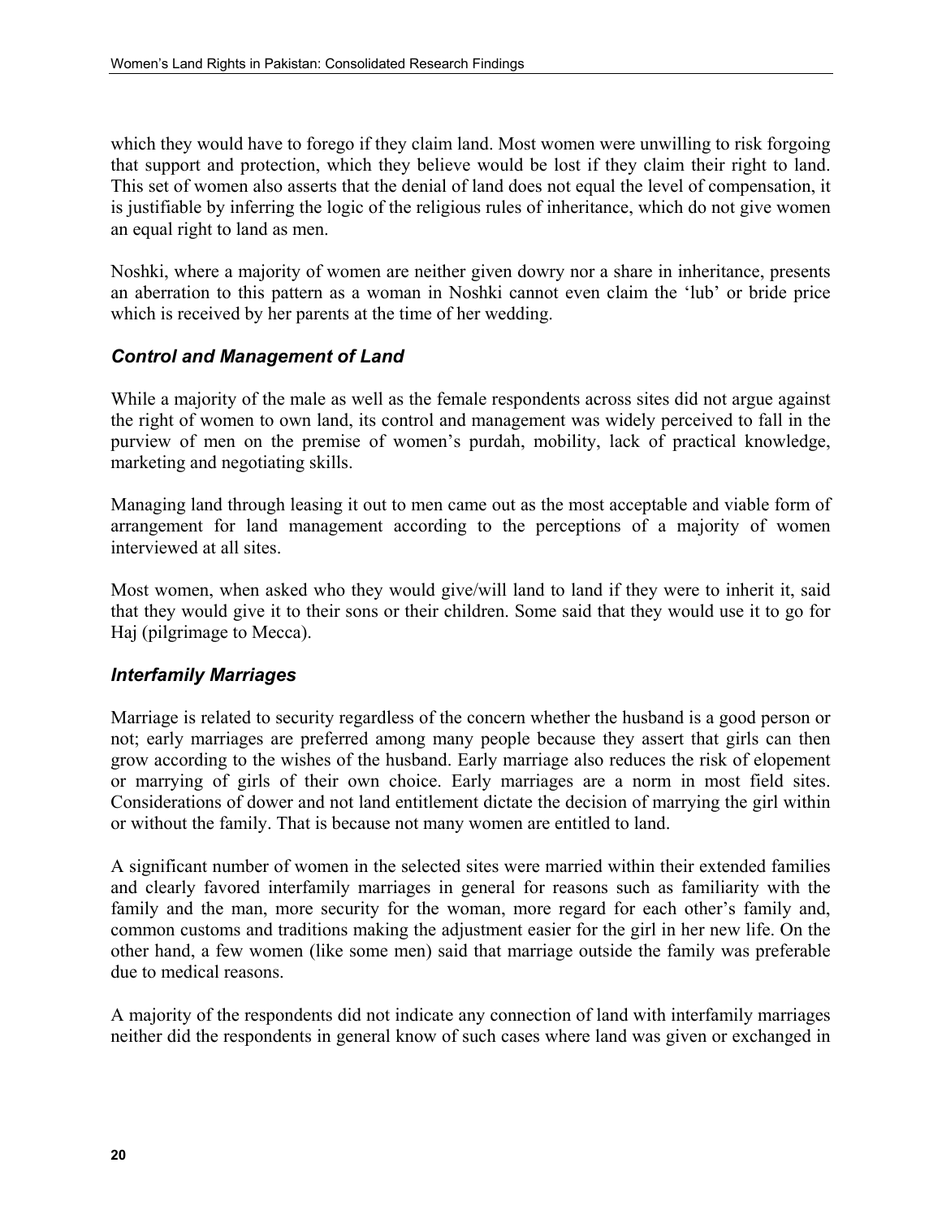which they would have to forego if they claim land. Most women were unwilling to risk forgoing that support and protection, which they believe would be lost if they claim their right to land. This set of women also asserts that the denial of land does not equal the level of compensation, it is justifiable by inferring the logic of the religious rules of inheritance, which do not give women an equal right to land as men.

Noshki, where a majority of women are neither given dowry nor a share in inheritance, presents an aberration to this pattern as a woman in Noshki cannot even claim the 'lub' or bride price which is received by her parents at the time of her wedding.

### *Control and Management of Land*

While a majority of the male as well as the female respondents across sites did not argue against the right of women to own land, its control and management was widely perceived to fall in the purview of men on the premise of women's purdah, mobility, lack of practical knowledge, marketing and negotiating skills.

Managing land through leasing it out to men came out as the most acceptable and viable form of arrangement for land management according to the perceptions of a majority of women interviewed at all sites.

Most women, when asked who they would give/will land to land if they were to inherit it, said that they would give it to their sons or their children. Some said that they would use it to go for Haj (pilgrimage to Mecca).

### *Interfamily Marriages*

Marriage is related to security regardless of the concern whether the husband is a good person or not; early marriages are preferred among many people because they assert that girls can then grow according to the wishes of the husband. Early marriage also reduces the risk of elopement or marrying of girls of their own choice. Early marriages are a norm in most field sites. Considerations of dower and not land entitlement dictate the decision of marrying the girl within or without the family. That is because not many women are entitled to land.

A significant number of women in the selected sites were married within their extended families and clearly favored interfamily marriages in general for reasons such as familiarity with the family and the man, more security for the woman, more regard for each other's family and, common customs and traditions making the adjustment easier for the girl in her new life. On the other hand, a few women (like some men) said that marriage outside the family was preferable due to medical reasons.

A majority of the respondents did not indicate any connection of land with interfamily marriages neither did the respondents in general know of such cases where land was given or exchanged in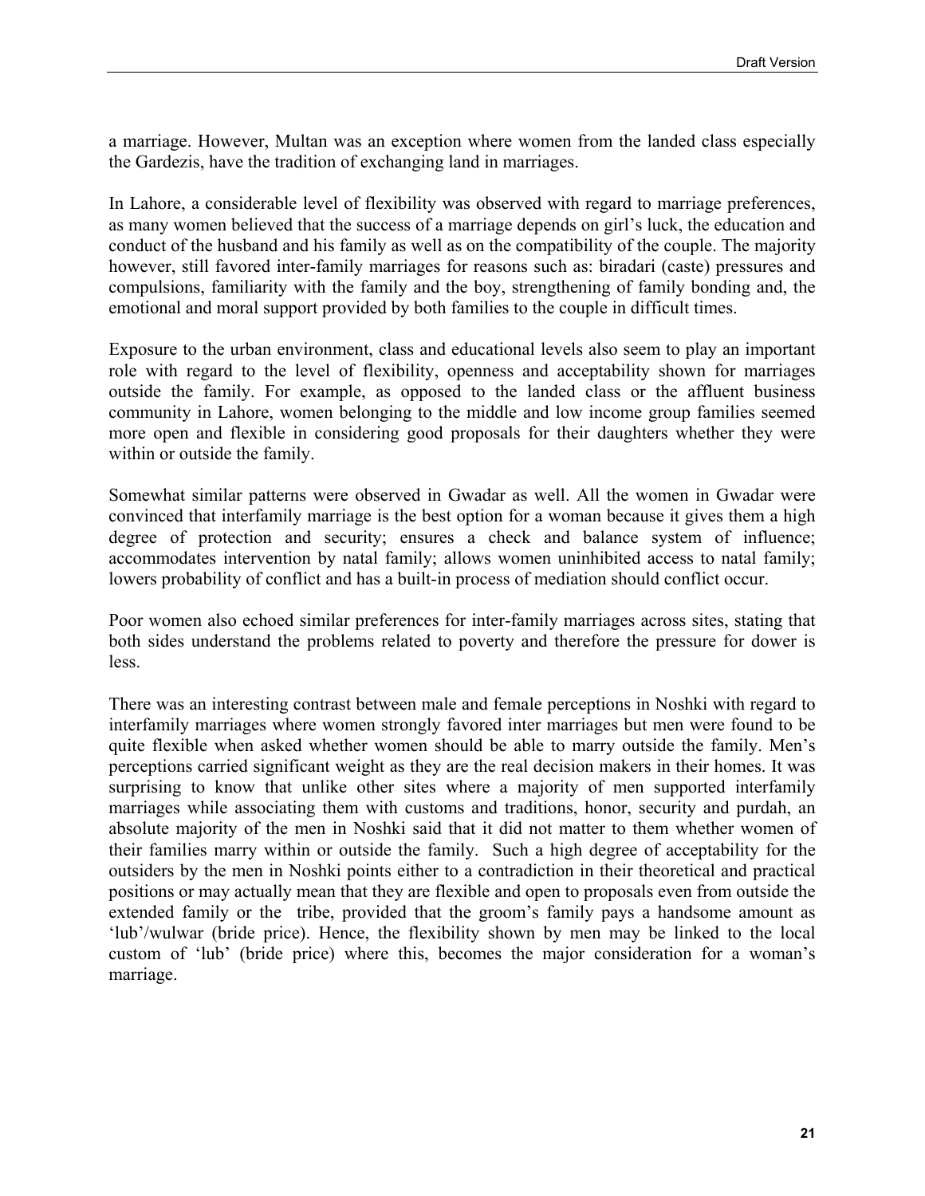a marriage. However, Multan was an exception where women from the landed class especially the Gardezis, have the tradition of exchanging land in marriages.

In Lahore, a considerable level of flexibility was observed with regard to marriage preferences, as many women believed that the success of a marriage depends on girl's luck, the education and conduct of the husband and his family as well as on the compatibility of the couple. The majority however, still favored inter-family marriages for reasons such as: biradari (caste) pressures and compulsions, familiarity with the family and the boy, strengthening of family bonding and, the emotional and moral support provided by both families to the couple in difficult times.

Exposure to the urban environment, class and educational levels also seem to play an important role with regard to the level of flexibility, openness and acceptability shown for marriages outside the family. For example, as opposed to the landed class or the affluent business community in Lahore, women belonging to the middle and low income group families seemed more open and flexible in considering good proposals for their daughters whether they were within or outside the family.

Somewhat similar patterns were observed in Gwadar as well. All the women in Gwadar were convinced that interfamily marriage is the best option for a woman because it gives them a high degree of protection and security; ensures a check and balance system of influence; accommodates intervention by natal family; allows women uninhibited access to natal family; lowers probability of conflict and has a built-in process of mediation should conflict occur.

Poor women also echoed similar preferences for inter-family marriages across sites, stating that both sides understand the problems related to poverty and therefore the pressure for dower is less.

There was an interesting contrast between male and female perceptions in Noshki with regard to interfamily marriages where women strongly favored inter marriages but men were found to be quite flexible when asked whether women should be able to marry outside the family. Men's perceptions carried significant weight as they are the real decision makers in their homes. It was surprising to know that unlike other sites where a majority of men supported interfamily marriages while associating them with customs and traditions, honor, security and purdah, an absolute majority of the men in Noshki said that it did not matter to them whether women of their families marry within or outside the family. Such a high degree of acceptability for the outsiders by the men in Noshki points either to a contradiction in their theoretical and practical positions or may actually mean that they are flexible and open to proposals even from outside the extended family or the tribe, provided that the groom's family pays a handsome amount as 'lub'/wulwar (bride price). Hence, the flexibility shown by men may be linked to the local custom of 'lub' (bride price) where this, becomes the major consideration for a woman's marriage.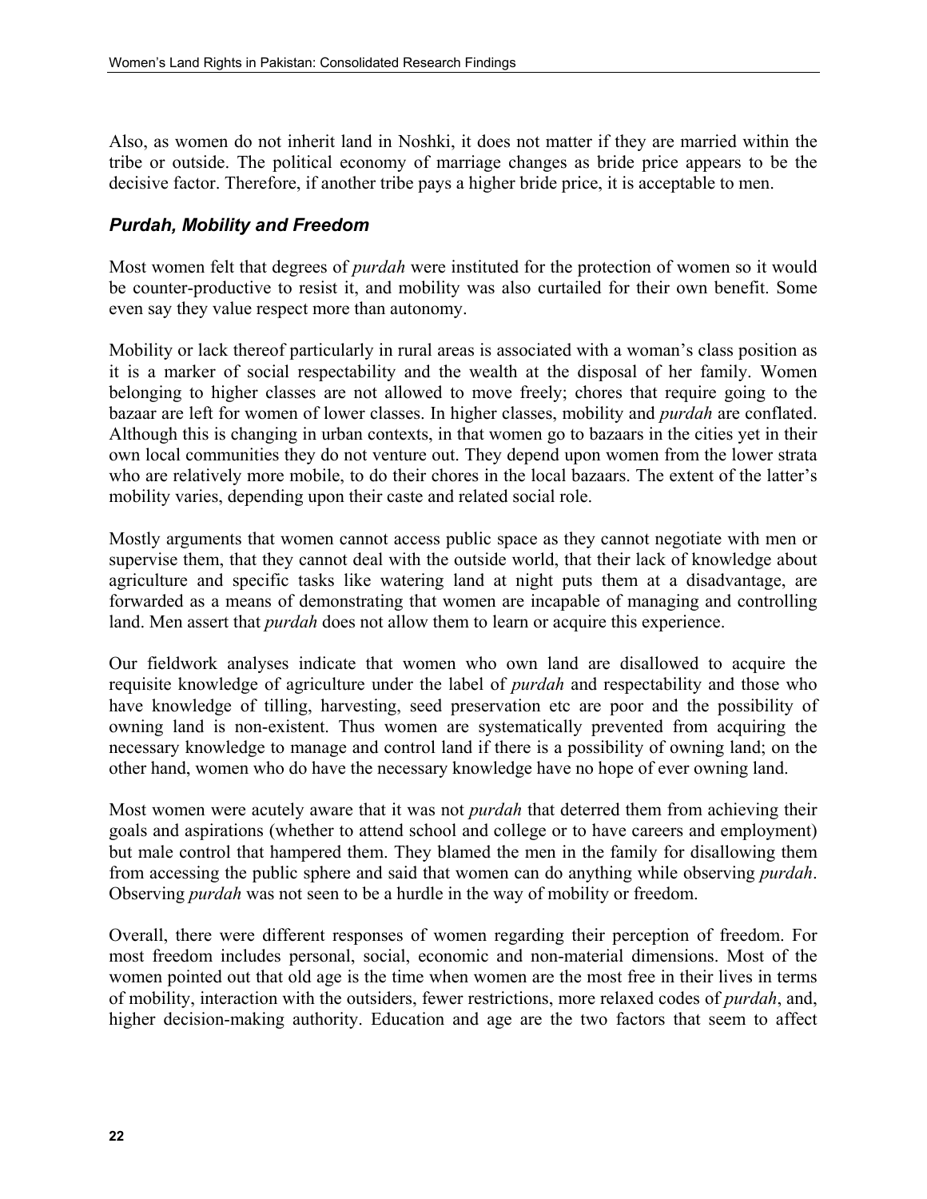Also, as women do not inherit land in Noshki, it does not matter if they are married within the tribe or outside. The political economy of marriage changes as bride price appears to be the decisive factor. Therefore, if another tribe pays a higher bride price, it is acceptable to men.

### *Purdah, Mobility and Freedom*

Most women felt that degrees of *purdah* were instituted for the protection of women so it would be counter-productive to resist it, and mobility was also curtailed for their own benefit. Some even say they value respect more than autonomy.

Mobility or lack thereof particularly in rural areas is associated with a woman's class position as it is a marker of social respectability and the wealth at the disposal of her family. Women belonging to higher classes are not allowed to move freely; chores that require going to the bazaar are left for women of lower classes. In higher classes, mobility and *purdah* are conflated. Although this is changing in urban contexts, in that women go to bazaars in the cities yet in their own local communities they do not venture out. They depend upon women from the lower strata who are relatively more mobile, to do their chores in the local bazaars. The extent of the latter's mobility varies, depending upon their caste and related social role.

Mostly arguments that women cannot access public space as they cannot negotiate with men or supervise them, that they cannot deal with the outside world, that their lack of knowledge about agriculture and specific tasks like watering land at night puts them at a disadvantage, are forwarded as a means of demonstrating that women are incapable of managing and controlling land. Men assert that *purdah* does not allow them to learn or acquire this experience.

Our fieldwork analyses indicate that women who own land are disallowed to acquire the requisite knowledge of agriculture under the label of *purdah* and respectability and those who have knowledge of tilling, harvesting, seed preservation etc are poor and the possibility of owning land is non-existent. Thus women are systematically prevented from acquiring the necessary knowledge to manage and control land if there is a possibility of owning land; on the other hand, women who do have the necessary knowledge have no hope of ever owning land.

Most women were acutely aware that it was not *purdah* that deterred them from achieving their goals and aspirations (whether to attend school and college or to have careers and employment) but male control that hampered them. They blamed the men in the family for disallowing them from accessing the public sphere and said that women can do anything while observing *purdah*. Observing *purdah* was not seen to be a hurdle in the way of mobility or freedom.

Overall, there were different responses of women regarding their perception of freedom. For most freedom includes personal, social, economic and non-material dimensions. Most of the women pointed out that old age is the time when women are the most free in their lives in terms of mobility, interaction with the outsiders, fewer restrictions, more relaxed codes of *purdah*, and, higher decision-making authority. Education and age are the two factors that seem to affect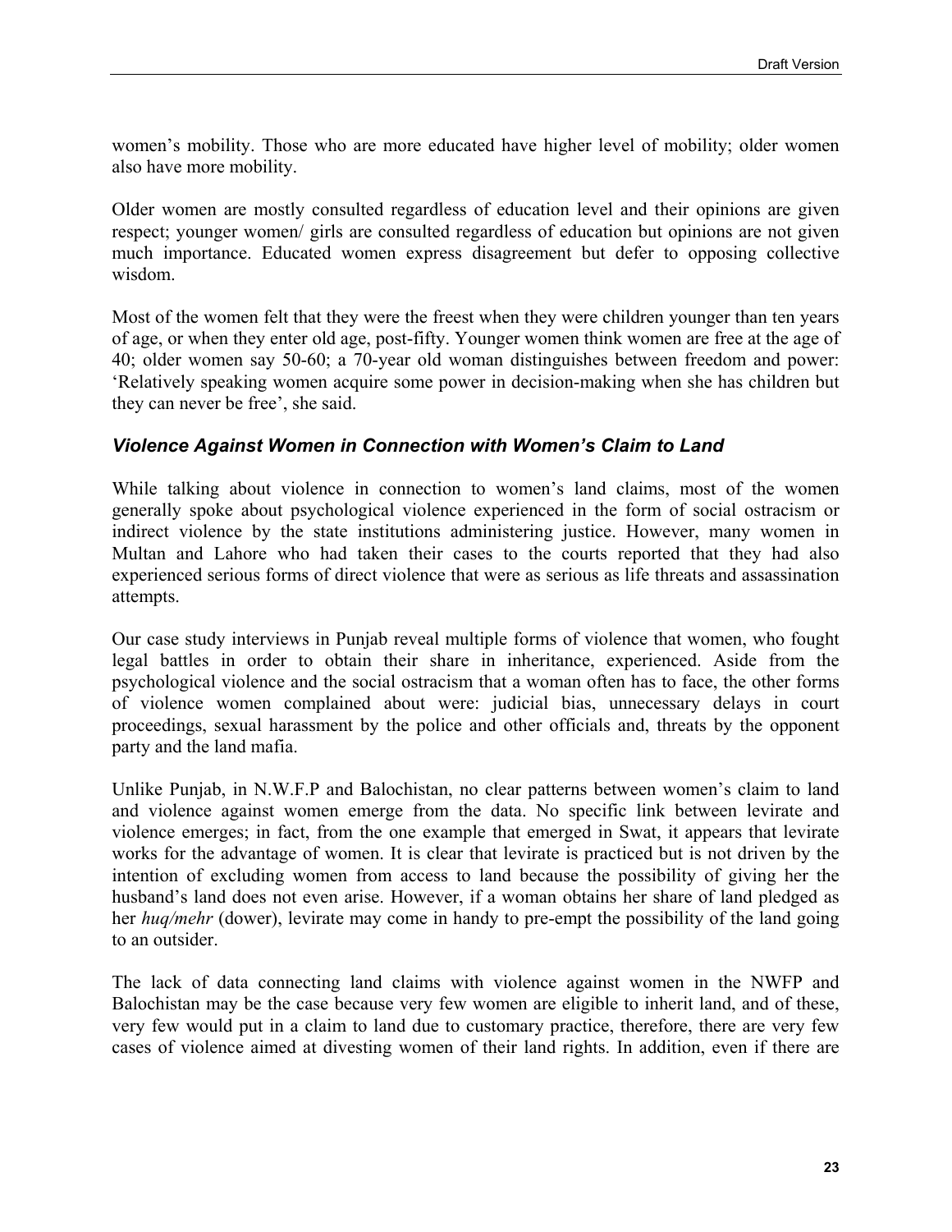women's mobility. Those who are more educated have higher level of mobility; older women also have more mobility.

Older women are mostly consulted regardless of education level and their opinions are given respect; younger women/ girls are consulted regardless of education but opinions are not given much importance. Educated women express disagreement but defer to opposing collective wisdom.

Most of the women felt that they were the freest when they were children younger than ten years of age, or when they enter old age, post-fifty. Younger women think women are free at the age of 40; older women say 50-60; a 70-year old woman distinguishes between freedom and power: 'Relatively speaking women acquire some power in decision-making when she has children but they can never be free', she said.

### *Violence Against Women in Connection with Women's Claim to Land*

While talking about violence in connection to women's land claims, most of the women generally spoke about psychological violence experienced in the form of social ostracism or indirect violence by the state institutions administering justice. However, many women in Multan and Lahore who had taken their cases to the courts reported that they had also experienced serious forms of direct violence that were as serious as life threats and assassination attempts.

Our case study interviews in Punjab reveal multiple forms of violence that women, who fought legal battles in order to obtain their share in inheritance, experienced. Aside from the psychological violence and the social ostracism that a woman often has to face, the other forms of violence women complained about were: judicial bias, unnecessary delays in court proceedings, sexual harassment by the police and other officials and, threats by the opponent party and the land mafia.

Unlike Punjab, in N.W.F.P and Balochistan, no clear patterns between women's claim to land and violence against women emerge from the data. No specific link between levirate and violence emerges; in fact, from the one example that emerged in Swat, it appears that levirate works for the advantage of women. It is clear that levirate is practiced but is not driven by the intention of excluding women from access to land because the possibility of giving her the husband's land does not even arise. However, if a woman obtains her share of land pledged as her *huq/mehr* (dower), levirate may come in handy to pre-empt the possibility of the land going to an outsider.

The lack of data connecting land claims with violence against women in the NWFP and Balochistan may be the case because very few women are eligible to inherit land, and of these, very few would put in a claim to land due to customary practice, therefore, there are very few cases of violence aimed at divesting women of their land rights. In addition, even if there are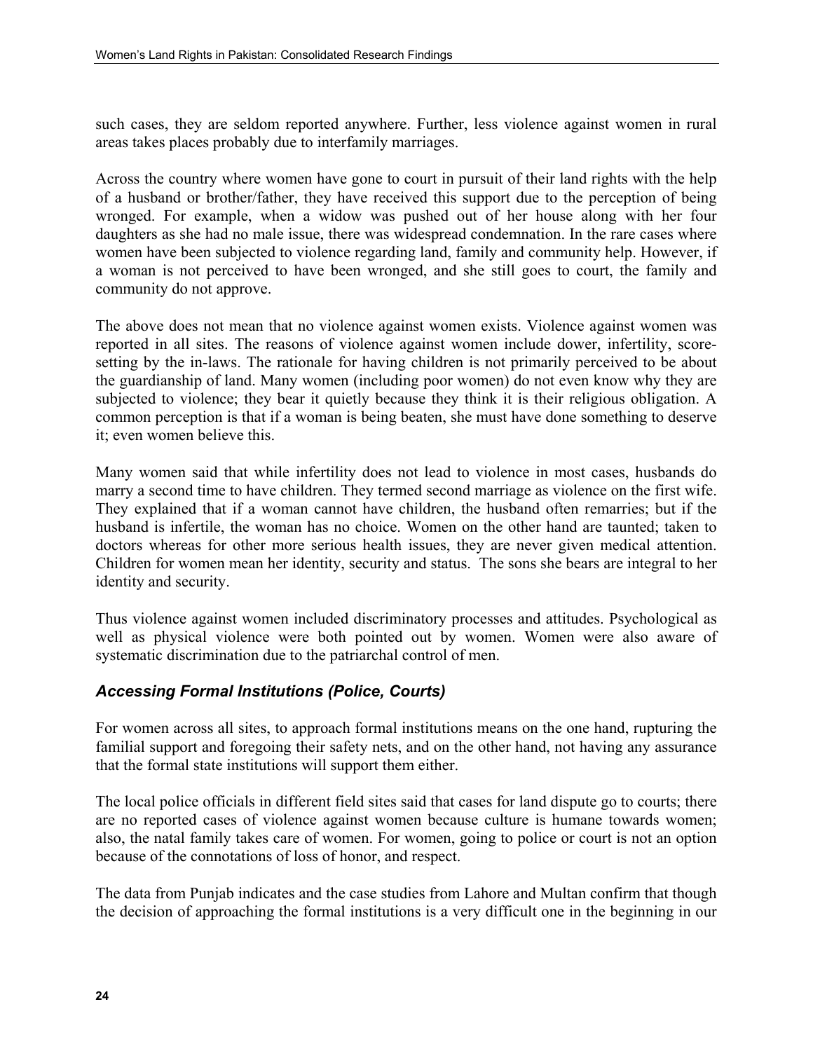such cases, they are seldom reported anywhere. Further, less violence against women in rural areas takes places probably due to interfamily marriages.

Across the country where women have gone to court in pursuit of their land rights with the help of a husband or brother/father, they have received this support due to the perception of being wronged. For example, when a widow was pushed out of her house along with her four daughters as she had no male issue, there was widespread condemnation. In the rare cases where women have been subjected to violence regarding land, family and community help. However, if a woman is not perceived to have been wronged, and she still goes to court, the family and community do not approve.

The above does not mean that no violence against women exists. Violence against women was reported in all sites. The reasons of violence against women include dower, infertility, score-setting by the in-laws. The rationale for having children is not primarily perceived to be about the guardianship of land. Many women (including poor women) do not even know why they are subjected to violence; they bear it quietly because they think it is their religious obligation. A common perception is that if a woman is being beaten, she must have done something to deserve it; even women believe this.

Many women said that while infertility does not lead to violence in most cases, husbands do marry a second time to have children. They termed second marriage as violence on the first wife. They explained that if a woman cannot have children, the husband often remarries; but if the husband is infertile, the woman has no choice. Women on the other hand are taunted; taken to doctors whereas for other more serious health issues, they are never given medical attention. Children for women mean her identity, security and status. The sons she bears are integral to her identity and security.

Thus violence against women included discriminatory processes and attitudes. Psychological as well as physical violence were both pointed out by women. Women were also aware of systematic discrimination due to the patriarchal control of men.

### *Accessing Formal Institutions (Police, Courts)*

For women across all sites, to approach formal institutions means on the one hand, rupturing the familial support and foregoing their safety nets, and on the other hand, not having any assurance that the formal state institutions will support them either.

The local police officials in different field sites said that cases for land dispute go to courts; there are no reported cases of violence against women because culture is humane towards women; also, the natal family takes care of women. For women, going to police or court is not an option because of the connotations of loss of honor, and respect.

The data from Punjab indicates and the case studies from Lahore and Multan confirm that though the decision of approaching the formal institutions is a very difficult one in the beginning in our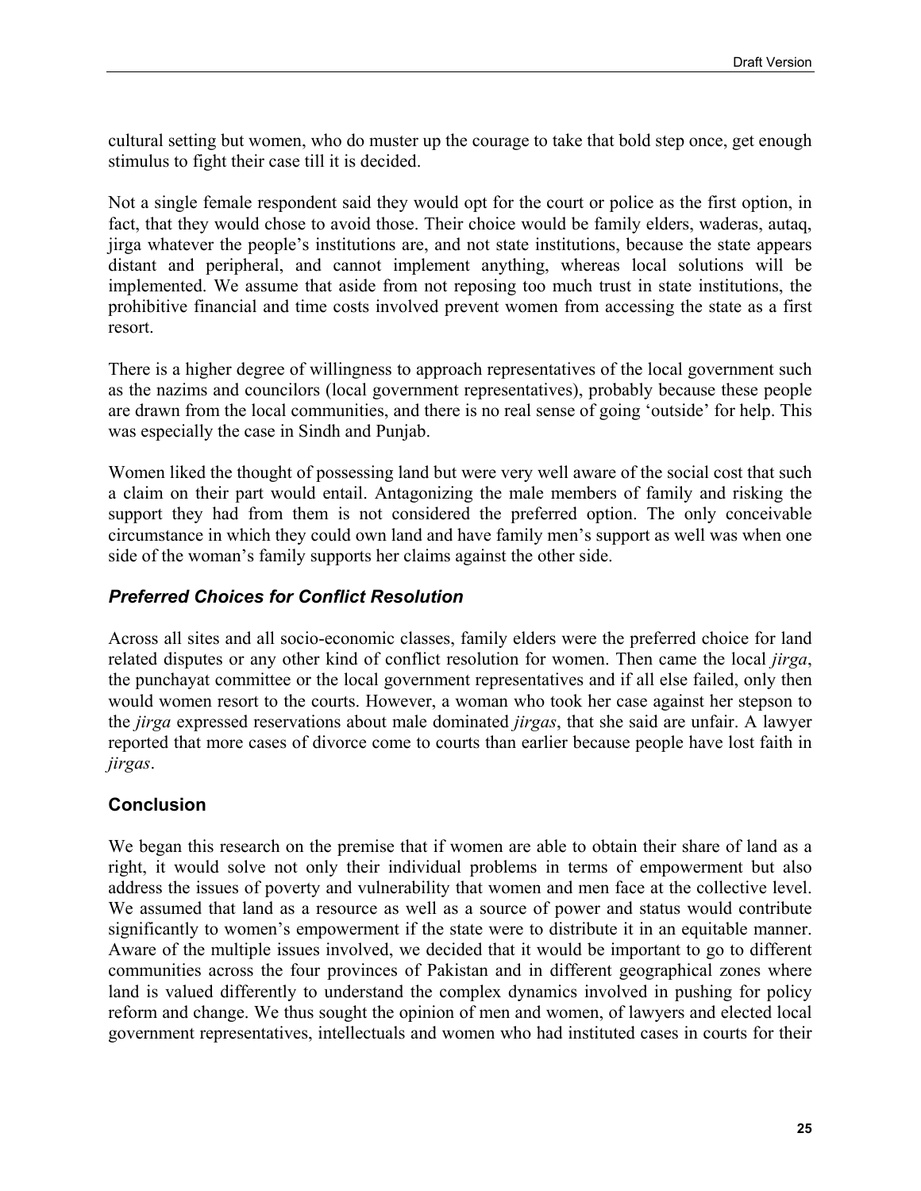cultural setting but women, who do muster up the courage to take that bold step once, get enough stimulus to fight their case till it is decided.

Not a single female respondent said they would opt for the court or police as the first option, in fact, that they would chose to avoid those. Their choice would be family elders, waderas, autaq, jirga whatever the people's institutions are, and not state institutions, because the state appears distant and peripheral, and cannot implement anything, whereas local solutions will be implemented. We assume that aside from not reposing too much trust in state institutions, the prohibitive financial and time costs involved prevent women from accessing the state as a first resort.

There is a higher degree of willingness to approach representatives of the local government such as the nazims and councilors (local government representatives), probably because these people are drawn from the local communities, and there is no real sense of going 'outside' for help. This was especially the case in Sindh and Punjab.

Women liked the thought of possessing land but were very well aware of the social cost that such a claim on their part would entail. Antagonizing the male members of family and risking the support they had from them is not considered the preferred option. The only conceivable circumstance in which they could own land and have family men's support as well was when one side of the woman's family supports her claims against the other side.

### *Preferred Choices for Conflict Resolution*

Across all sites and all socio-economic classes, family elders were the preferred choice for land related disputes or any other kind of conflict resolution for women. Then came the local *jirga*, the punchayat committee or the local government representatives and if all else failed, only then would women resort to the courts. However, a woman who took her case against her stepson to the *jirga* expressed reservations about male dominated *jirgas*, that she said are unfair. A lawyer reported that more cases of divorce come to courts than earlier because people have lost faith in *jirgas*.

## Conclusion

We began this research on the premise that if women are able to obtain their share of land as a right, it would solve not only their individual problems in terms of empowerment but also address the issues of poverty and vulnerability that women and men face at the collective level. We assumed that land as a resource as well as a source of power and status would contribute significantly to women's empowerment if the state were to distribute it in an equitable manner. Aware of the multiple issues involved, we decided that it would be important to go to different communities across the four provinces of Pakistan and in different geographical zones where land is valued differently to understand the complex dynamics involved in pushing for policy reform and change. We thus sought the opinion of men and women, of lawyers and elected local government representatives, intellectuals and women who had instituted cases in courts for their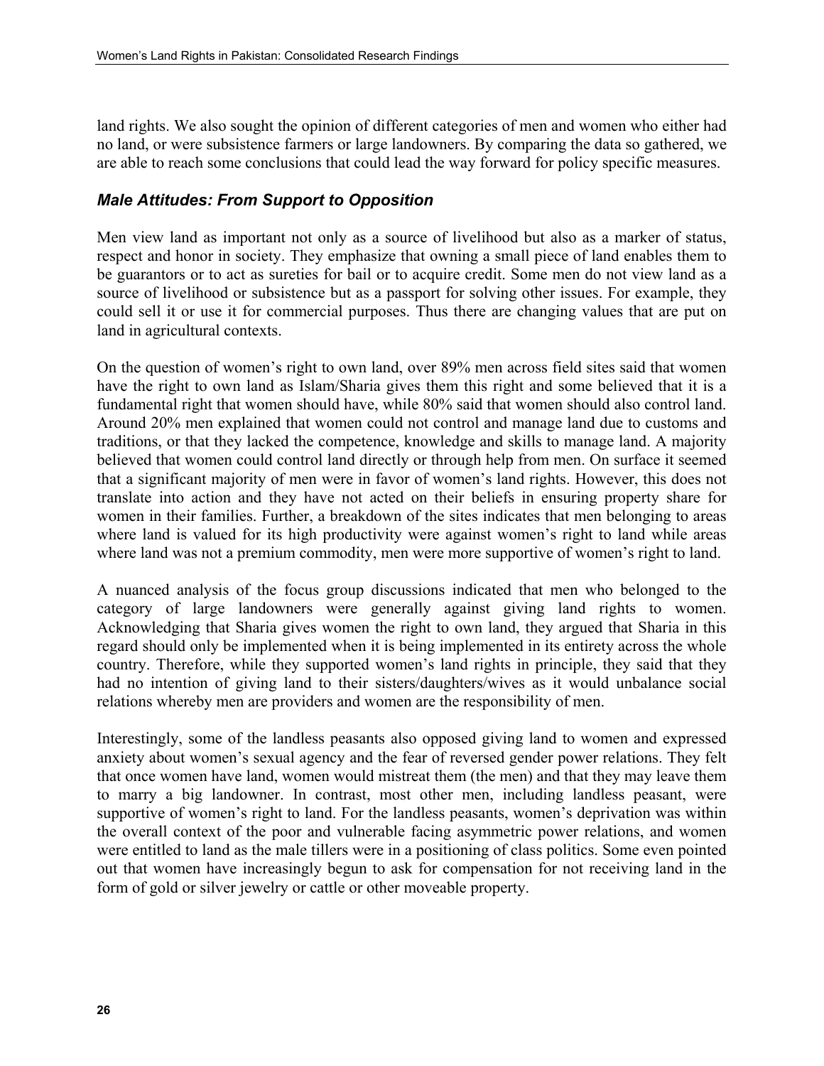land rights. We also sought the opinion of different categories of men and women who either had no land, or were subsistence farmers or large landowners. By comparing the data so gathered, we are able to reach some conclusions that could lead the way forward for policy specific measures.

### *Male Attitudes: From Support to Opposition*

Men view land as important not only as a source of livelihood but also as a marker of status, respect and honor in society. They emphasize that owning a small piece of land enables them to be guarantors or to act as sureties for bail or to acquire credit. Some men do not view land as a source of livelihood or subsistence but as a passport for solving other issues. For example, they could sell it or use it for commercial purposes. Thus there are changing values that are put on land in agricultural contexts.

On the question of women's right to own land, over 89% men across field sites said that women have the right to own land as Islam/Sharia gives them this right and some believed that it is a fundamental right that women should have, while 80% said that women should also control land. Around 20% men explained that women could not control and manage land due to customs and traditions, or that they lacked the competence, knowledge and skills to manage land. A majority believed that women could control land directly or through help from men. On surface it seemed that a significant majority of men were in favor of women's land rights. However, this does not translate into action and they have not acted on their beliefs in ensuring property share for women in their families. Further, a breakdown of the sites indicates that men belonging to areas where land is valued for its high productivity were against women's right to land while areas where land was not a premium commodity, men were more supportive of women's right to land.

A nuanced analysis of the focus group discussions indicated that men who belonged to the category of large landowners were generally against giving land rights to women. Acknowledging that Sharia gives women the right to own land, they argued that Sharia in this regard should only be implemented when it is being implemented in its entirety across the whole country. Therefore, while they supported women's land rights in principle, they said that they had no intention of giving land to their sisters/daughters/wives as it would unbalance social relations whereby men are providers and women are the responsibility of men.

Interestingly, some of the landless peasants also opposed giving land to women and expressed anxiety about women's sexual agency and the fear of reversed gender power relations. They felt that once women have land, women would mistreat them (the men) and that they may leave them to marry a big landowner. In contrast, most other men, including landless peasant, were supportive of women's right to land. For the landless peasants, women's deprivation was within the overall context of the poor and vulnerable facing asymmetric power relations, and women were entitled to land as the male tillers were in a positioning of class politics. Some even pointed out that women have increasingly begun to ask for compensation for not receiving land in the form of gold or silver jewelry or cattle or other moveable property.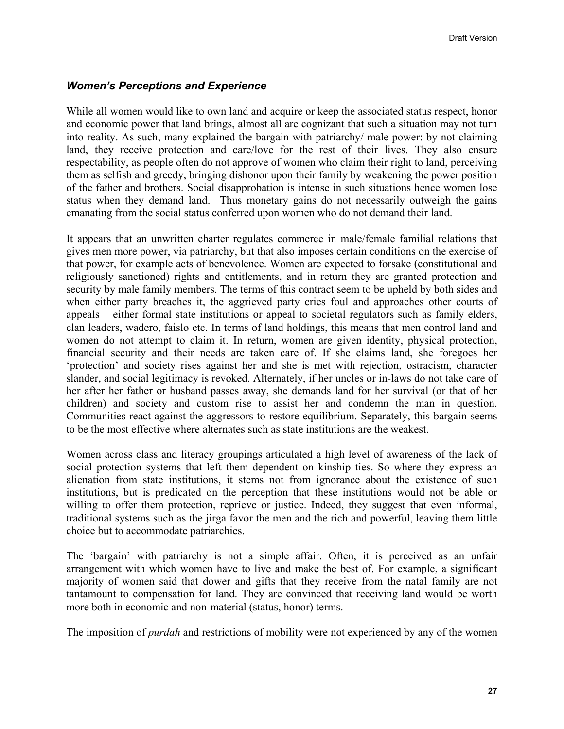### *Women's Perceptions and Experience*

While all women would like to own land and acquire or keep the associated status respect, honor and economic power that land brings, almost all are cognizant that such a situation may not turn into reality. As such, many explained the bargain with patriarchy/ male power: by not claiming land, they receive protection and care/love for the rest of their lives. They also ensure respectability, as people often do not approve of women who claim their right to land, perceiving them as selfish and greedy, bringing dishonor upon their family by weakening the power position of the father and brothers. Social disapprobation is intense in such situations hence women lose status when they demand land. Thus monetary gains do not necessarily outweigh the gains emanating from the social status conferred upon women who do not demand their land.

It appears that an unwritten charter regulates commerce in male/female familial relations that gives men more power, via patriarchy, but that also imposes certain conditions on the exercise of that power, for example acts of benevolence. Women are expected to forsake (constitutional and religiously sanctioned) rights and entitlements, and in return they are granted protection and security by male family members. The terms of this contract seem to be upheld by both sides and when either party breaches it, the aggrieved party cries foul and approaches other courts of appeals – either formal state institutions or appeal to societal regulators such as family elders, clan leaders, wadero, faislo etc. In terms of land holdings, this means that men control land and women do not attempt to claim it. In return, women are given identity, physical protection, financial security and their needs are taken care of. If she claims land, she foregoes her 'protection' and society rises against her and she is met with rejection, ostracism, character slander, and social legitimacy is revoked. Alternately, if her uncles or in-laws do not take care of her after her father or husband passes away, she demands land for her survival (or that of her children) and society and custom rise to assist her and condemn the man in question. Communities react against the aggressors to restore equilibrium. Separately, this bargain seems to be the most effective where alternates such as state institutions are the weakest.

Women across class and literacy groupings articulated a high level of awareness of the lack of social protection systems that left them dependent on kinship ties. So where they express an alienation from state institutions, it stems not from ignorance about the existence of such institutions, but is predicated on the perception that these institutions would not be able or willing to offer them protection, reprieve or justice. Indeed, they suggest that even informal, traditional systems such as the jirga favor the men and the rich and powerful, leaving them little choice but to accommodate patriarchies.

The 'bargain' with patriarchy is not a simple affair. Often, it is perceived as an unfair arrangement with which women have to live and make the best of. For example, a significant majority of women said that dower and gifts that they receive from the natal family are not tantamount to compensation for land. They are convinced that receiving land would be worth more both in economic and non-material (status, honor) terms.

The imposition of *purdah* and restrictions of mobility were not experienced by any of the women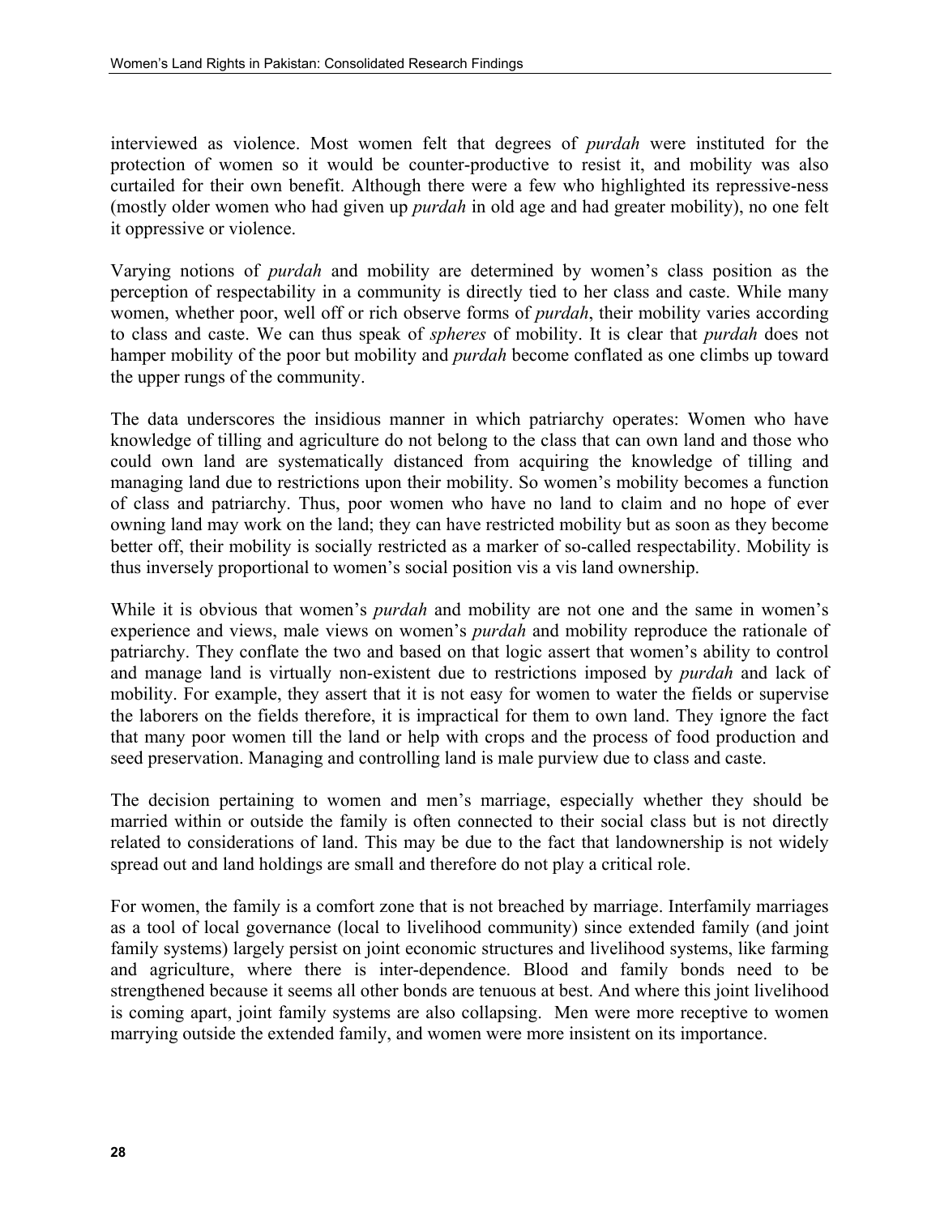interviewed as violence. Most women felt that degrees of *purdah* were instituted for the protection of women so it would be counter-productive to resist it, and mobility was also curtailed for their own benefit. Although there were a few who highlighted its repressive-ness (mostly older women who had given up *purdah* in old age and had greater mobility), no one felt it oppressive or violence.

Varying notions of *purdah* and mobility are determined by women's class position as the perception of respectability in a community is directly tied to her class and caste. While many women, whether poor, well off or rich observe forms of *purdah*, their mobility varies according to class and caste. We can thus speak of *spheres* of mobility. It is clear that *purdah* does not hamper mobility of the poor but mobility and *purdah* become conflated as one climbs up toward the upper rungs of the community.

The data underscores the insidious manner in which patriarchy operates: Women who have knowledge of tilling and agriculture do not belong to the class that can own land and those who could own land are systematically distanced from acquiring the knowledge of tilling and managing land due to restrictions upon their mobility. So women's mobility becomes a function of class and patriarchy. Thus, poor women who have no land to claim and no hope of ever owning land may work on the land; they can have restricted mobility but as soon as they become better off, their mobility is socially restricted as a marker of so-called respectability. Mobility is thus inversely proportional to women's social position vis a vis land ownership.

While it is obvious that women's *purdah* and mobility are not one and the same in women's experience and views, male views on women's *purdah* and mobility reproduce the rationale of patriarchy. They conflate the two and based on that logic assert that women's ability to control and manage land is virtually non-existent due to restrictions imposed by *purdah* and lack of mobility. For example, they assert that it is not easy for women to water the fields or supervise the laborers on the fields therefore, it is impractical for them to own land. They ignore the fact that many poor women till the land or help with crops and the process of food production and seed preservation. Managing and controlling land is male purview due to class and caste.

The decision pertaining to women and men's marriage, especially whether they should be married within or outside the family is often connected to their social class but is not directly related to considerations of land. This may be due to the fact that landownership is not widely spread out and land holdings are small and therefore do not play a critical role.

For women, the family is a comfort zone that is not breached by marriage. Interfamily marriages as a tool of local governance (local to livelihood community) since extended family (and joint family systems) largely persist on joint economic structures and livelihood systems, like farming and agriculture, where there is inter-dependence. Blood and family bonds need to be strengthened because it seems all other bonds are tenuous at best. And where this joint livelihood is coming apart, joint family systems are also collapsing. Men were more receptive to women marrying outside the extended family, and women were more insistent on its importance.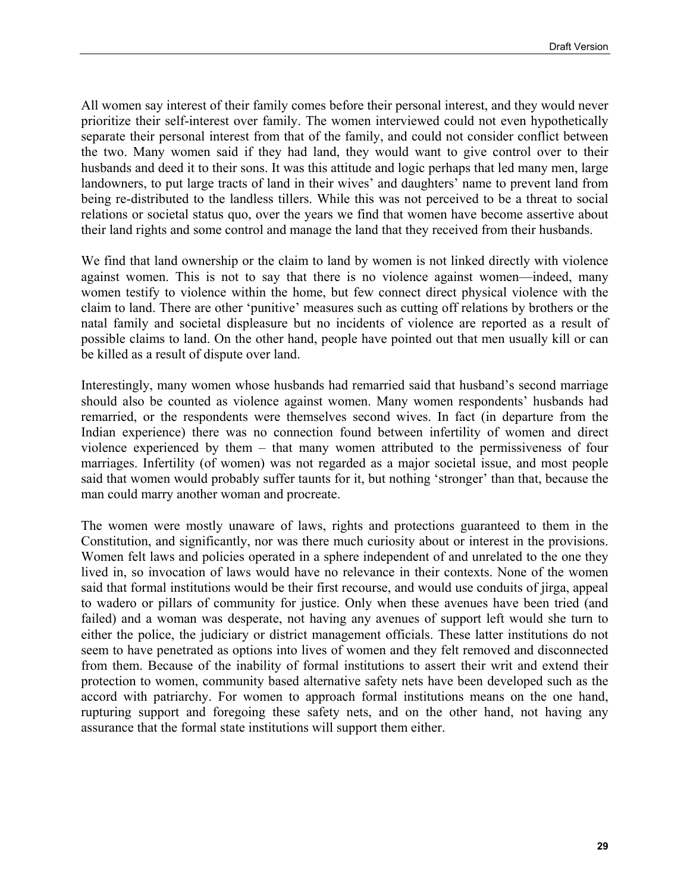All women say interest of their family comes before their personal interest, and they would never prioritize their self-interest over family. The women interviewed could not even hypothetically separate their personal interest from that of the family, and could not consider conflict between the two. Many women said if they had land, they would want to give control over to their husbands and deed it to their sons. It was this attitude and logic perhaps that led many men, large landowners, to put large tracts of land in their wives' and daughters' name to prevent land from being re-distributed to the landless tillers. While this was not perceived to be a threat to social relations or societal status quo, over the years we find that women have become assertive about their land rights and some control and manage the land that they received from their husbands.

We find that land ownership or the claim to land by women is not linked directly with violence against women. This is not to say that there is no violence against women—indeed, many women testify to violence within the home, but few connect direct physical violence with the claim to land. There are other 'punitive' measures such as cutting off relations by brothers or the natal family and societal displeasure but no incidents of violence are reported as a result of possible claims to land. On the other hand, people have pointed out that men usually kill or can be killed as a result of dispute over land.

Interestingly, many women whose husbands had remarried said that husband's second marriage should also be counted as violence against women. Many women respondents' husbands had remarried, or the respondents were themselves second wives. In fact (in departure from the Indian experience) there was no connection found between infertility of women and direct violence experienced by them – that many women attributed to the permissiveness of four marriages. Infertility (of women) was not regarded as a major societal issue, and most people said that women would probably suffer taunts for it, but nothing 'stronger' than that, because the man could marry another woman and procreate.

The women were mostly unaware of laws, rights and protections guaranteed to them in the Constitution, and significantly, nor was there much curiosity about or interest in the provisions. Women felt laws and policies operated in a sphere independent of and unrelated to the one they lived in, so invocation of laws would have no relevance in their contexts. None of the women said that formal institutions would be their first recourse, and would use conduits of jirga, appeal to wadero or pillars of community for justice. Only when these avenues have been tried (and failed) and a woman was desperate, not having any avenues of support left would she turn to either the police, the judiciary or district management officials. These latter institutions do not seem to have penetrated as options into lives of women and they felt removed and disconnected from them. Because of the inability of formal institutions to assert their writ and extend their protection to women, community based alternative safety nets have been developed such as the accord with patriarchy. For women to approach formal institutions means on the one hand, rupturing support and foregoing these safety nets, and on the other hand, not having any assurance that the formal state institutions will support them either.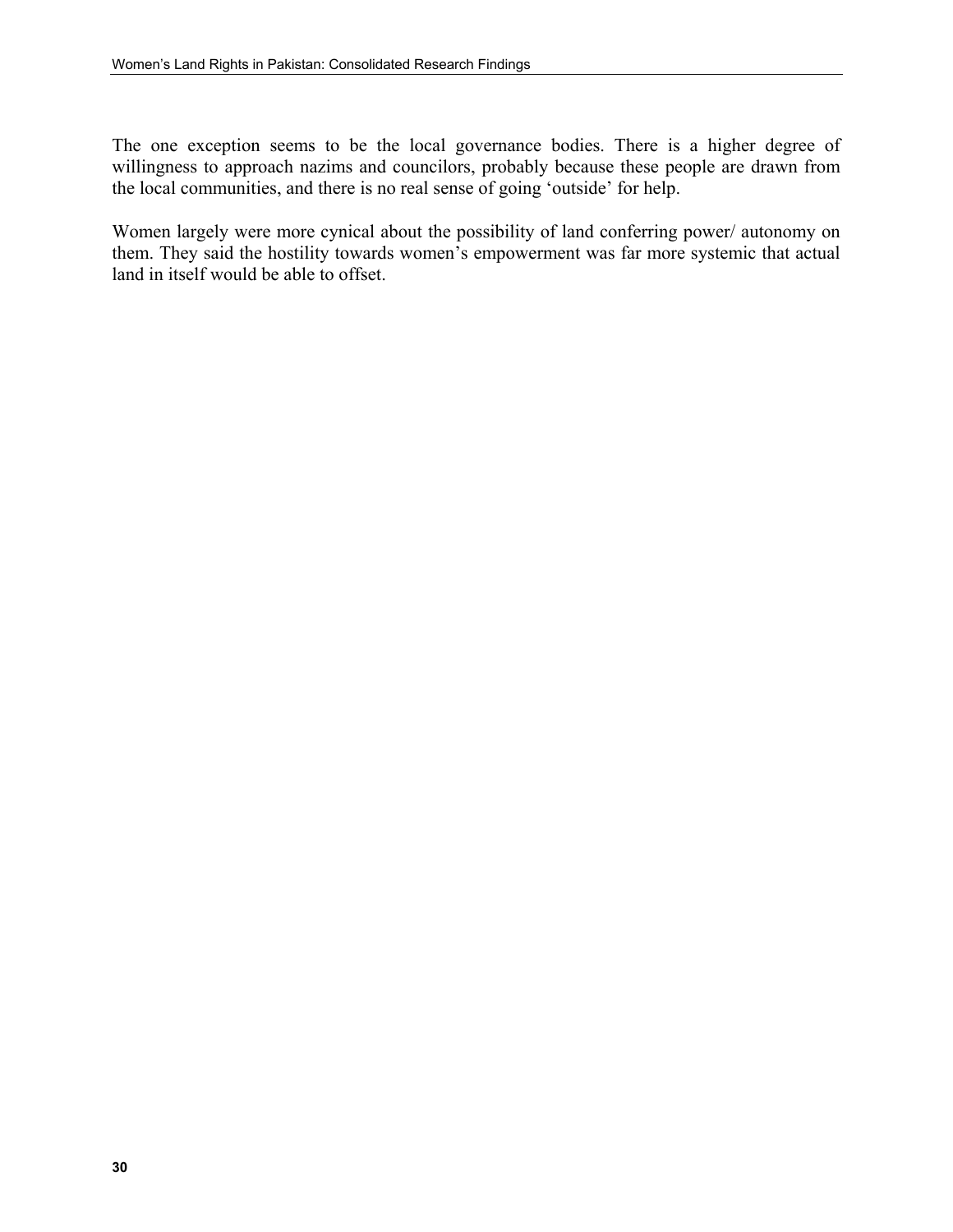The one exception seems to be the local governance bodies. There is a higher degree of willingness to approach nazims and councilors, probably because these people are drawn from the local communities, and there is no real sense of going 'outside' for help.

Women largely were more cynical about the possibility of land conferring power/ autonomy on them. They said the hostility towards women's empowerment was far more systemic that actual land in itself would be able to offset.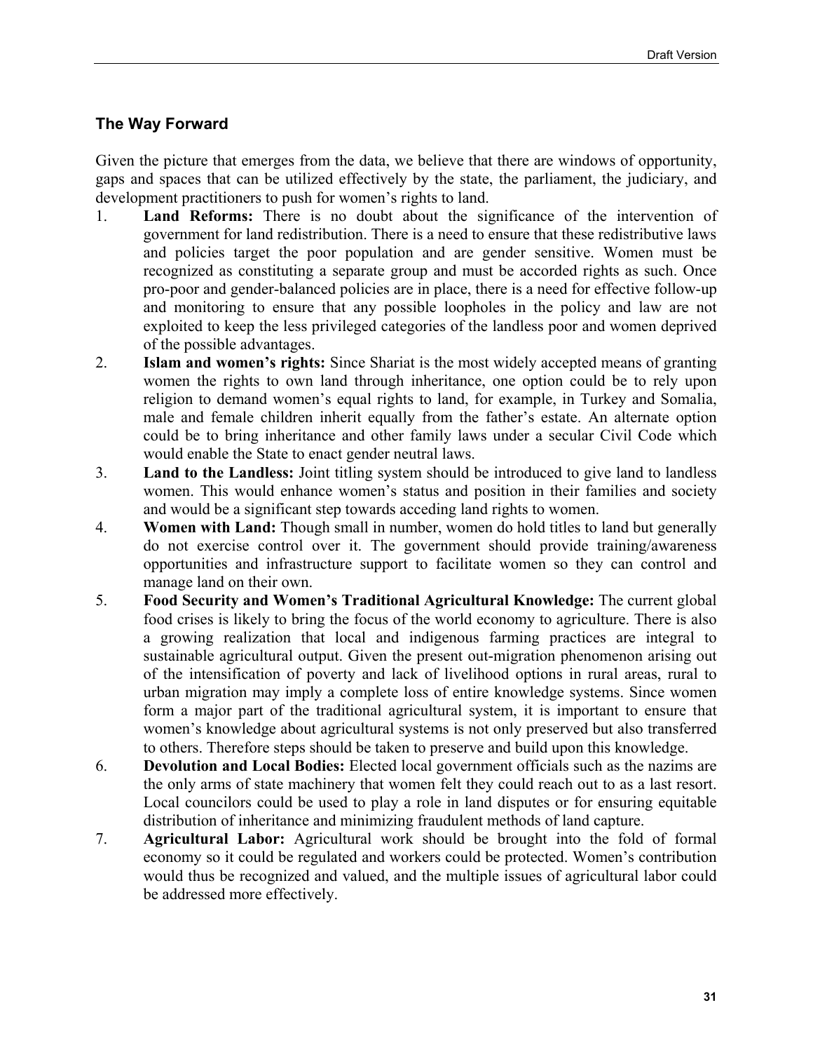## The Way Forward

Given the picture that emerges from the data, we believe that there are windows of opportunity, gaps and spaces that can be utilized effectively by the state, the parliament, the judiciary, and development practitioners to push for women's rights to land.

1. **Land Reforms:** There is no doubt about the significance of the intervention of government for land redistribution. There is a need to ensure that these redistributive laws and policies target the poor population and are gender sensitive. Women must be recognized as constituting a separate group and must be accorded rights as such. Once pro-poor and gender-balanced policies are in place, there is a need for effective follow-up and monitoring to ensure that any possible loopholes in the policy and law are not exploited to keep the less privileged categories of the landless poor and women deprived of the possible advantages.
2. **Islam and women's rights:** Since Shariat is the most widely accepted means of granting women the rights to own land through inheritance, one option could be to rely upon religion to demand women's equal rights to land, for example, in Turkey and Somalia, male and female children inherit equally from the father's estate. An alternate option could be to bring inheritance and other family laws under a secular Civil Code which would enable the State to enact gender neutral laws.
3. **Land to the Landless:** Joint titling system should be introduced to give land to landless women. This would enhance women's status and position in their families and society and would be a significant step towards acceding land rights to women.
4. **Women with Land:** Though small in number, women do hold titles to land but generally do not exercise control over it. The government should provide training/awareness opportunities and infrastructure support to facilitate women so they can control and manage land on their own.
5. **Food Security and Women's Traditional Agricultural Knowledge:** The current global food crises is likely to bring the focus of the world economy to agriculture. There is also a growing realization that local and indigenous farming practices are integral to sustainable agricultural output. Given the present out-migration phenomenon arising out of the intensification of poverty and lack of livelihood options in rural areas, rural to urban migration may imply a complete loss of entire knowledge systems. Since women form a major part of the traditional agricultural system, it is important to ensure that women's knowledge about agricultural systems is not only preserved but also transferred to others. Therefore steps should be taken to preserve and build upon this knowledge.
6. **Devolution and Local Bodies:** Elected local government officials such as the nazims are the only arms of state machinery that women felt they could reach out to as a last resort. Local councilors could be used to play a role in land disputes or for ensuring equitable distribution of inheritance and minimizing fraudulent methods of land capture.
7. **Agricultural Labor:** Agricultural work should be brought into the fold of formal economy so it could be regulated and workers could be protected. Women's contribution would thus be recognized and valued, and the multiple issues of agricultural labor could be addressed more effectively.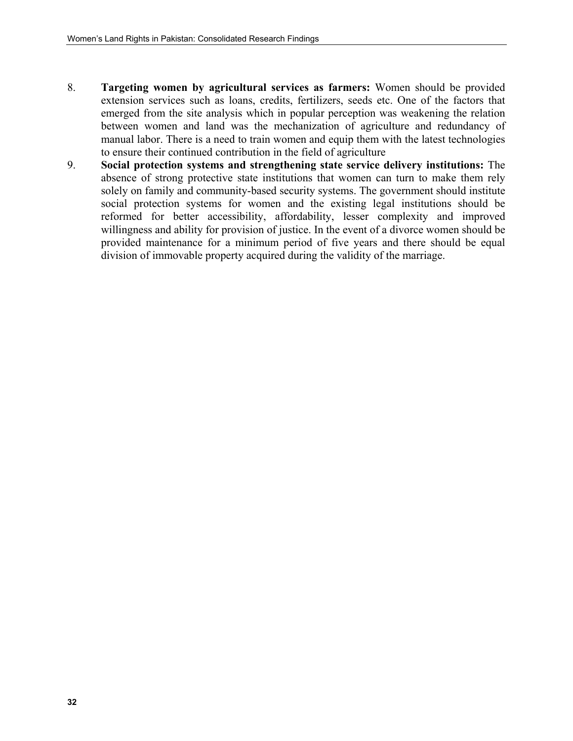8. **Targeting women by agricultural services as farmers:** Women should be provided extension services such as loans, credits, fertilizers, seeds etc. One of the factors that emerged from the site analysis which in popular perception was weakening the relation between women and land was the mechanization of agriculture and redundancy of manual labor. There is a need to train women and equip them with the latest technologies to ensure their continued contribution in the field of agriculture
9. **Social protection systems and strengthening state service delivery institutions:** The absence of strong protective state institutions that women can turn to make them rely solely on family and community-based security systems. The government should institute social protection systems for women and the existing legal institutions should be reformed for better accessibility, affordability, lesser complexity and improved willingness and ability for provision of justice. In the event of a divorce women should be provided maintenance for a minimum period of five years and there should be equal division of immovable property acquired during the validity of the marriage.